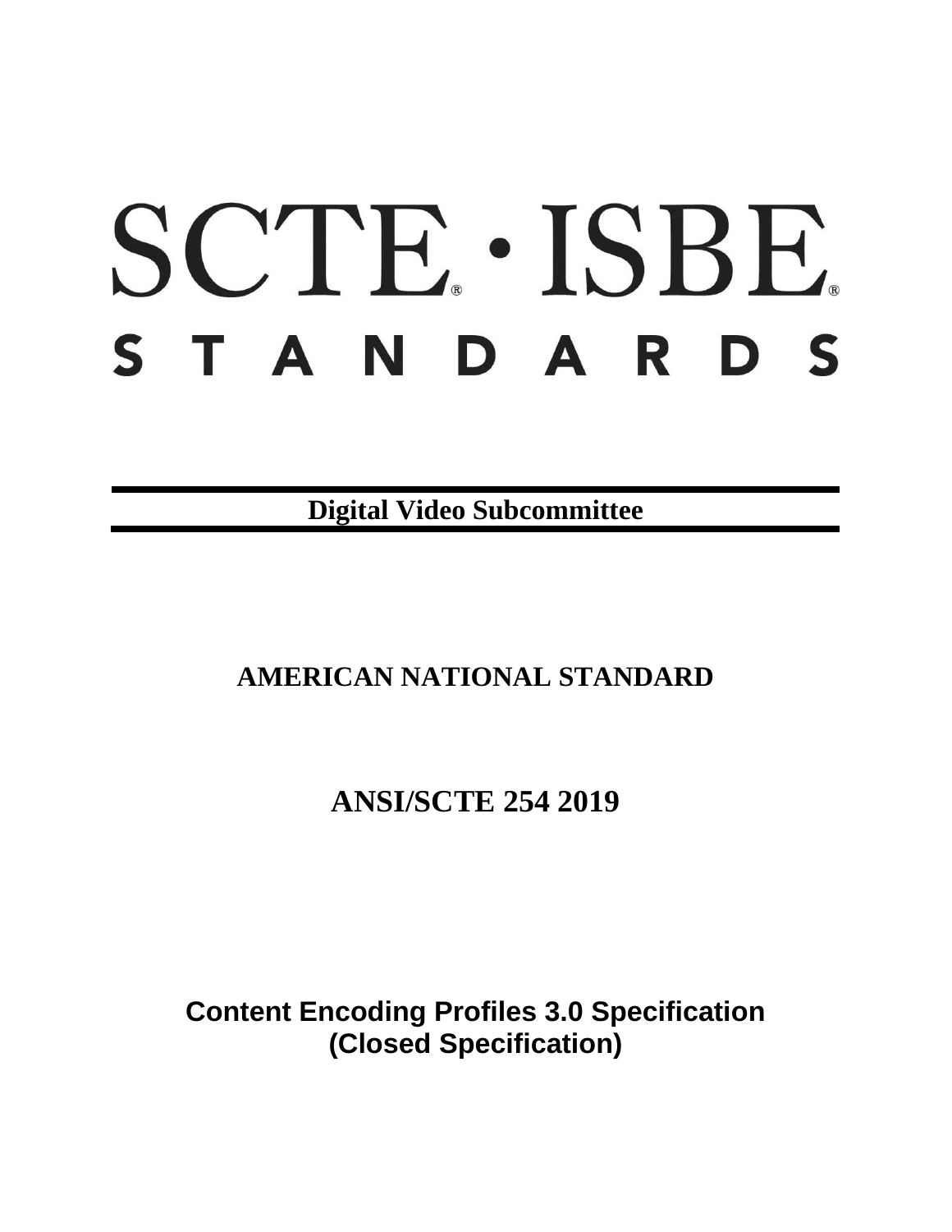# SCTE · ISBE

## STANDARDS

**Digital Video Subcommittee**

**AMERICAN NATIONAL STANDARD**

**ANSI/SCTE 254 2019**

**Content Encoding Profiles 3.0 Specification (Closed Specification)**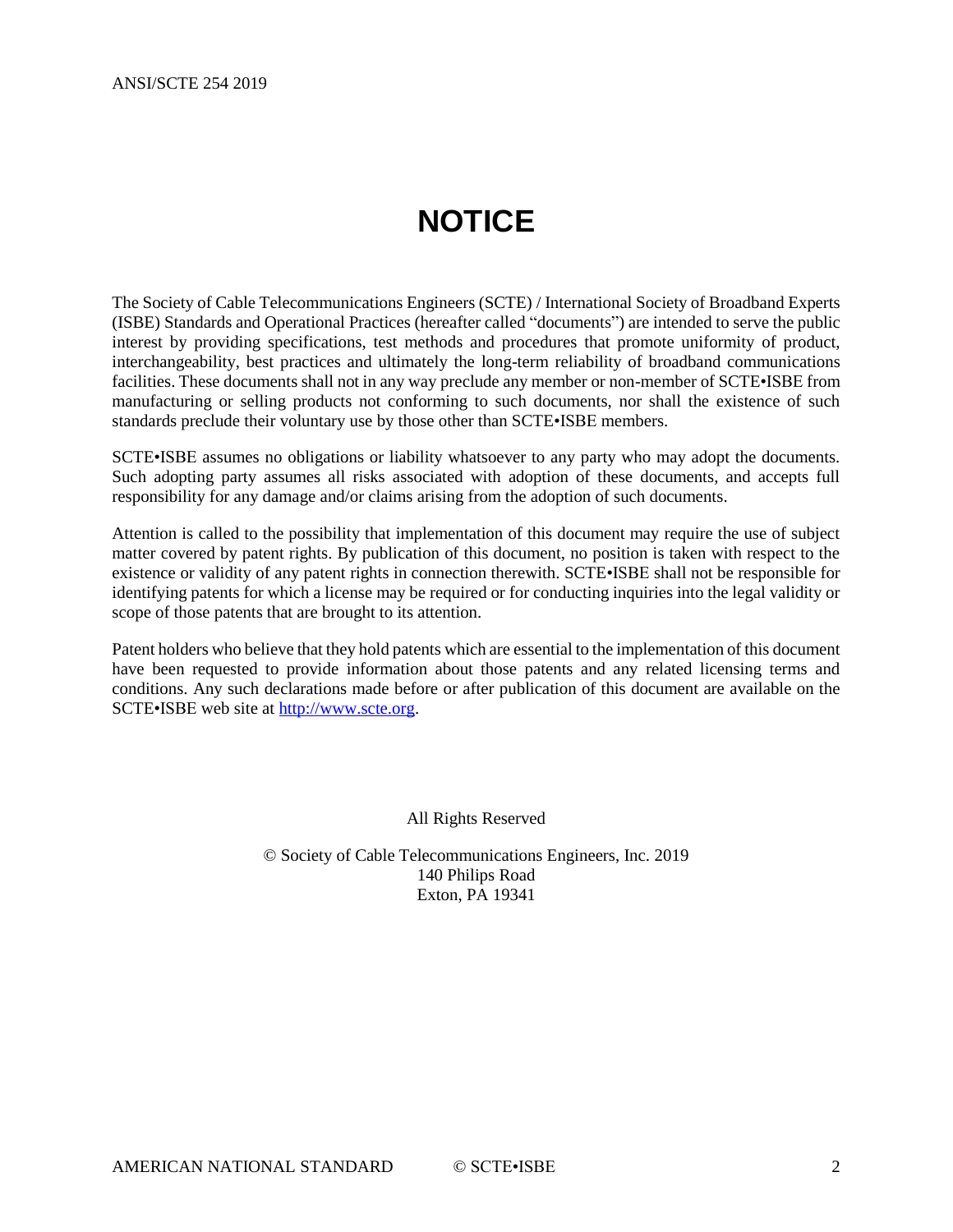# NOTICE

The Society of Cable Telecommunications Engineers (SCTE) / International Society of Broadband Experts (ISBE) Standards and Operational Practices (hereafter called "documents") are intended to serve the public interest by providing specifications, test methods and procedures that promote uniformity of product, interchangeability, best practices and ultimately the long-term reliability of broadband communications facilities. These documents shall not in any way preclude any member or non-member of SCTE•ISBE from manufacturing or selling products not conforming to such documents, nor shall the existence of such standards preclude their voluntary use by those other than SCTE•ISBE members.

SCTE•ISBE assumes no obligations or liability whatsoever to any party who may adopt the documents. Such adopting party assumes all risks associated with adoption of these documents, and accepts full responsibility for any damage and/or claims arising from the adoption of such documents.

Attention is called to the possibility that implementation of this document may require the use of subject matter covered by patent rights. By publication of this document, no position is taken with respect to the existence or validity of any patent rights in connection therewith. SCTE•ISBE shall not be responsible for identifying patents for which a license may be required or for conducting inquiries into the legal validity or scope of those patents that are brought to its attention.

Patent holders who believe that they hold patents which are essential to the implementation of this document have been requested to provide information about those patents and any related licensing terms and conditions. Any such declarations made before or after publication of this document are available on the SCTE•ISBE web site at [http://www.scte.org](http://www.scte.org).

All Rights Reserved

© Society of Cable Telecommunications Engineers, Inc. 2019
140 Philips Road
Exton, PA 19341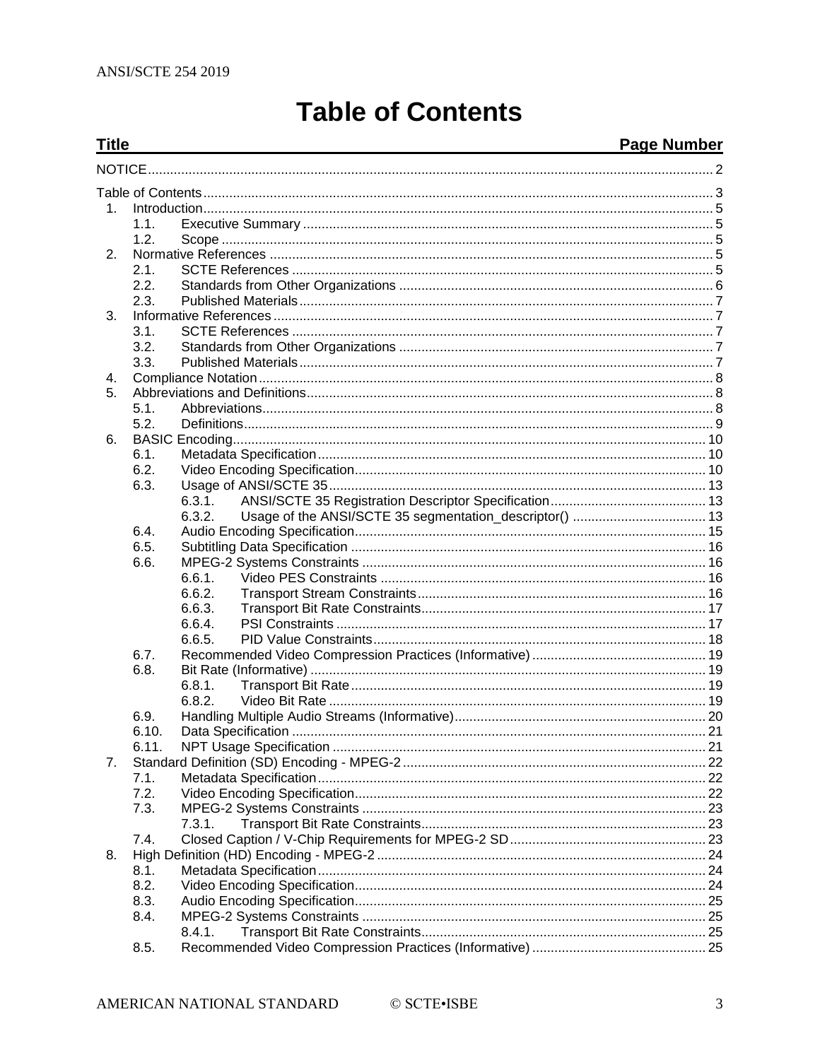# Table of Contents

| Title | Page Number |
|---|---|
| NOTICE | 2 |
| Table of Contents | 3 |
| 1. Introduction | 5 |
| 1.1. Executive Summary | 5 |
| 1.2. Scope | 5 |
| 2. Normative References | 5 |
| 2.1. SCTE References | 5 |
| 2.2. Standards from Other Organizations | 6 |
| 2.3. Published Materials | 7 |
| 3. Informative References | 7 |
| 3.1. SCTE References | 7 |
| 3.2. Standards from Other Organizations | 7 |
| 3.3. Published Materials | 7 |
| 4. Compliance Notation | 8 |
| 5. Abbreviations and Definitions | 8 |
| 5.1. Abbreviations | 8 |
| 5.2. Definitions | 9 |
| 6. BASIC Encoding | 10 |
| 6.1. Metadata Specification | 10 |
| 6.2. Video Encoding Specification | 10 |
| 6.3. Usage of ANSI/SCTE 35 | 13 |
| 6.3.1. ANSI/SCTE 35 Registration Descriptor Specification | 13 |
| 6.3.2. Usage of the ANSI/SCTE 35 segmentation_descriptor() | 13 |
| 6.4. Audio Encoding Specification | 15 |
| 6.5. Subtitling Data Specification | 16 |
| 6.6. MPEG-2 Systems Constraints | 16 |
| 6.6.1. Video PES Constraints | 16 |
| 6.6.2. Transport Stream Constraints | 16 |
| 6.6.3. Transport Bit Rate Constraints | 17 |
| 6.6.4. PSI Constraints | 17 |
| 6.6.5. PID Value Constraints | 18 |
| 6.7. Recommended Video Compression Practices (Informative) | 19 |
| 6.8. Bit Rate (Informative) | 19 |
| 6.8.1. Transport Bit Rate | 19 |
| 6.8.2. Video Bit Rate | 19 |
| 6.9. Handling Multiple Audio Streams (Informative) | 20 |
| 6.10. Data Specification | 21 |
| 6.11. NPT Usage Specification | 21 |
| 7. Standard Definition (SD) Encoding - MPEG-2 | 22 |
| 7.1. Metadata Specification | 22 |
| 7.2. Video Encoding Specification | 22 |
| 7.3. MPEG-2 Systems Constraints | 23 |
| 7.3.1. Transport Bit Rate Constraints | 23 |
| 7.4. Closed Caption / V-Chip Requirements for MPEG-2 SD | 23 |
| 8. High Definition (HD) Encoding - MPEG-2 | 24 |
| 8.1. Metadata Specification | 24 |
| 8.2. Video Encoding Specification | 24 |
| 8.3. Audio Encoding Specification | 25 |
| 8.4. MPEG-2 Systems Constraints | 25 |
| 8.4.1. Transport Bit Rate Constraints | 25 |
| 8.5. Recommended Video Compression Practices (Informative) | 25 |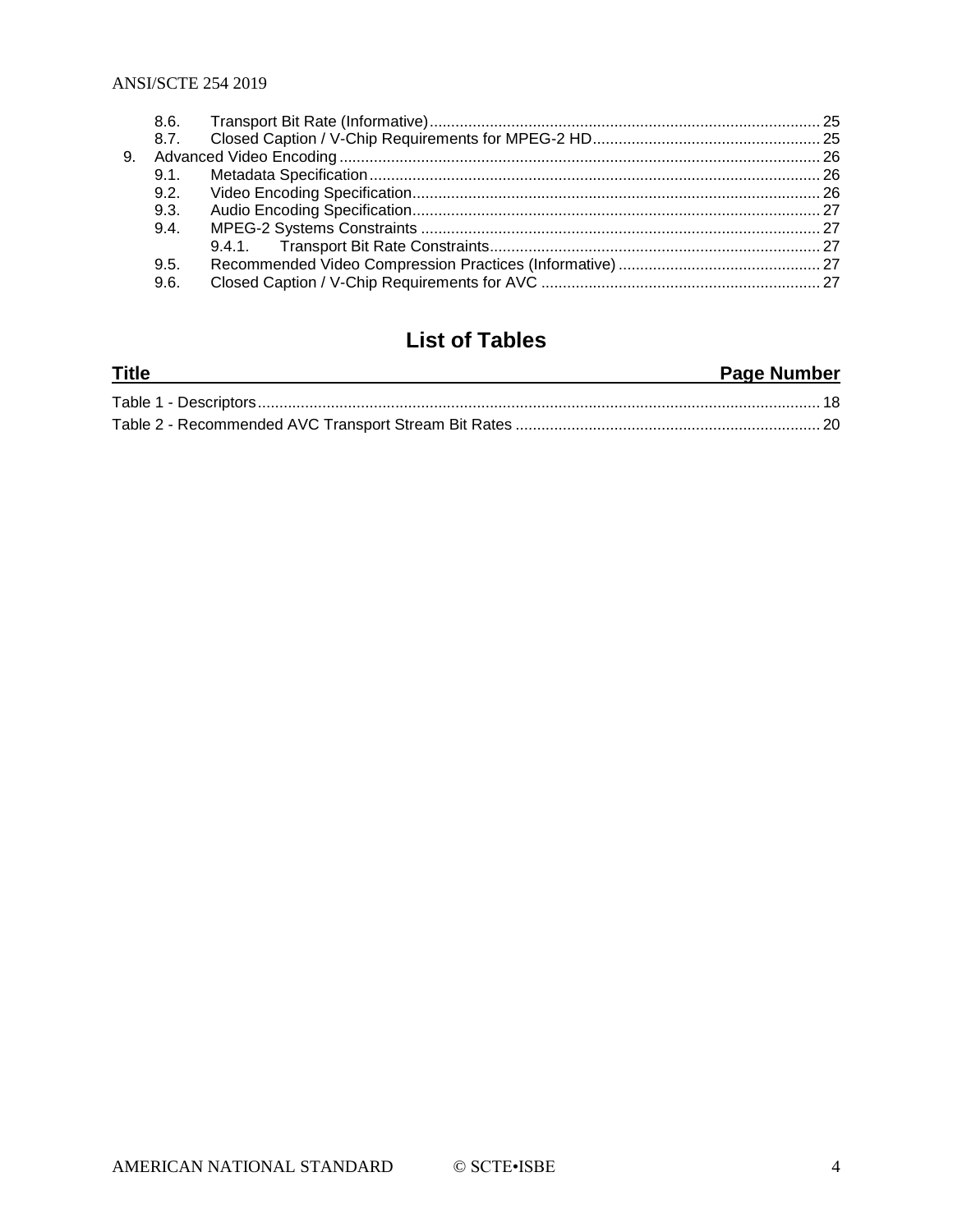8.6. Transport Bit Rate (Informative) ... 25
8.7. Closed Caption / V-Chip Requirements for MPEG-2 HD ... 25

9. Advanced Video Encoding ... 26
   9.1. Metadata Specification ... 26
   9.2. Video Encoding Specification ... 26
   9.3. Audio Encoding Specification ... 27
   9.4. MPEG-2 Systems Constraints ... 27
      9.4.1. Transport Bit Rate Constraints ... 27
   9.5. Recommended Video Compression Practices (Informative) ... 27
   9.6. Closed Caption / V-Chip Requirements for AVC ... 27

## List of Tables

| Title | Page Number |
| --- | --- |
| Table 1 - Descriptors | 18 |
| Table 2 - Recommended AVC Transport Stream Bit Rates | 20 |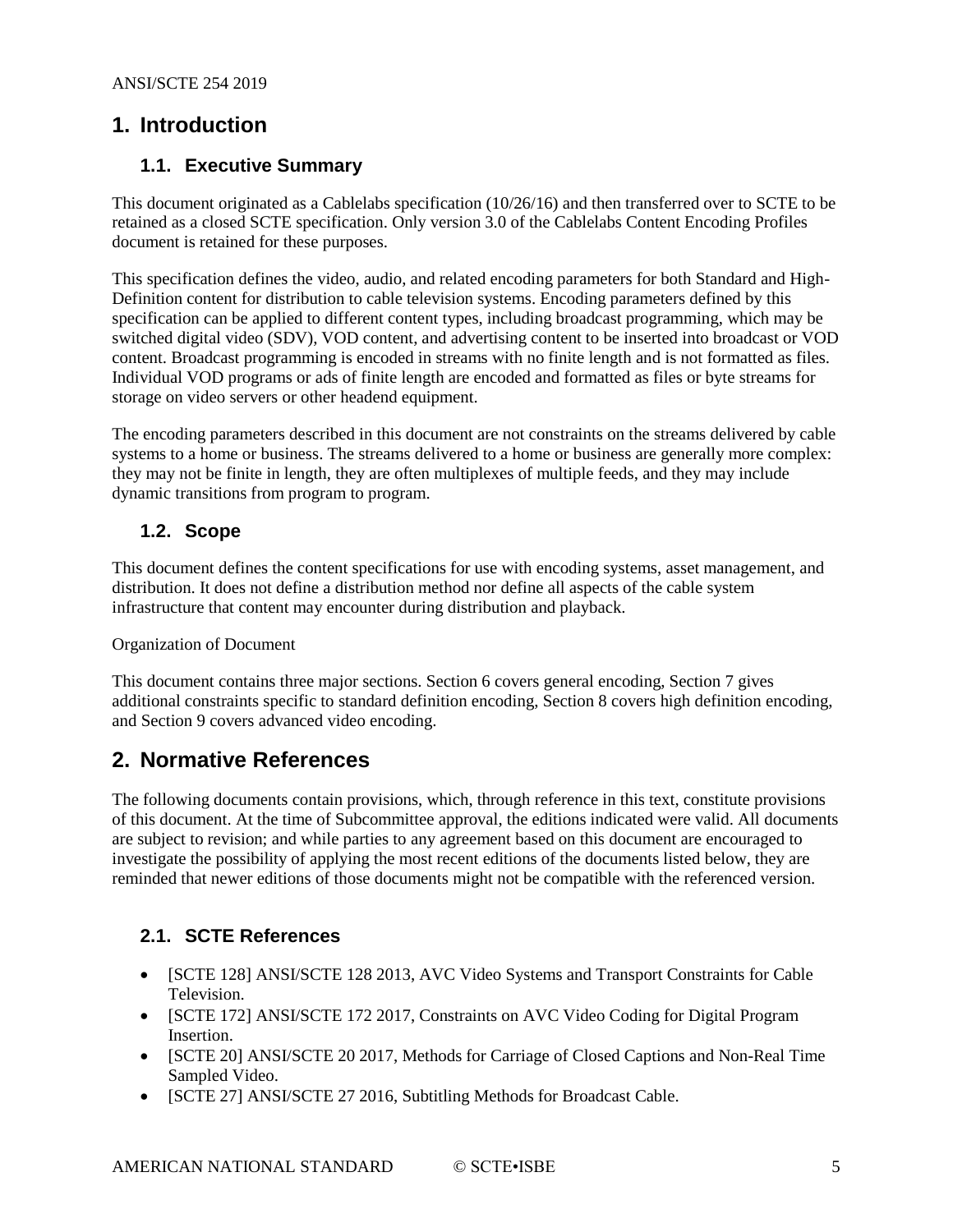# 1. Introduction

## 1.1. Executive Summary

This document originated as a Cablelabs specification (10/26/16) and then transferred over to SCTE to be retained as a closed SCTE specification. Only version 3.0 of the Cablelabs Content Encoding Profiles document is retained for these purposes.

This specification defines the video, audio, and related encoding parameters for both Standard and High-Definition content for distribution to cable television systems. Encoding parameters defined by this specification can be applied to different content types, including broadcast programming, which may be switched digital video (SDV), VOD content, and advertising content to be inserted into broadcast or VOD content. Broadcast programming is encoded in streams with no finite length and is not formatted as files. Individual VOD programs or ads of finite length are encoded and formatted as files or byte streams for storage on video servers or other headend equipment.

The encoding parameters described in this document are not constraints on the streams delivered by cable systems to a home or business. The streams delivered to a home or business are generally more complex: they may not be finite in length, they are often multiplexes of multiple feeds, and they may include dynamic transitions from program to program.

## 1.2. Scope

This document defines the content specifications for use with encoding systems, asset management, and distribution. It does not define a distribution method nor define all aspects of the cable system infrastructure that content may encounter during distribution and playback.

Organization of Document

This document contains three major sections. Section 6 covers general encoding, Section 7 gives additional constraints specific to standard definition encoding, Section 8 covers high definition encoding, and Section 9 covers advanced video encoding.

# 2. Normative References

The following documents contain provisions, which, through reference in this text, constitute provisions of this document. At the time of Subcommittee approval, the editions indicated were valid. All documents are subject to revision; and while parties to any agreement based on this document are encouraged to investigate the possibility of applying the most recent editions of the documents listed below, they are reminded that newer editions of those documents might not be compatible with the referenced version.

## 2.1. SCTE References

- [SCTE 128] ANSI/SCTE 128 2013, AVC Video Systems and Transport Constraints for Cable Television.
- [SCTE 172] ANSI/SCTE 172 2017, Constraints on AVC Video Coding for Digital Program Insertion.
- [SCTE 20] ANSI/SCTE 20 2017, Methods for Carriage of Closed Captions and Non-Real Time Sampled Video.
- [SCTE 27] ANSI/SCTE 27 2016, Subtitling Methods for Broadcast Cable.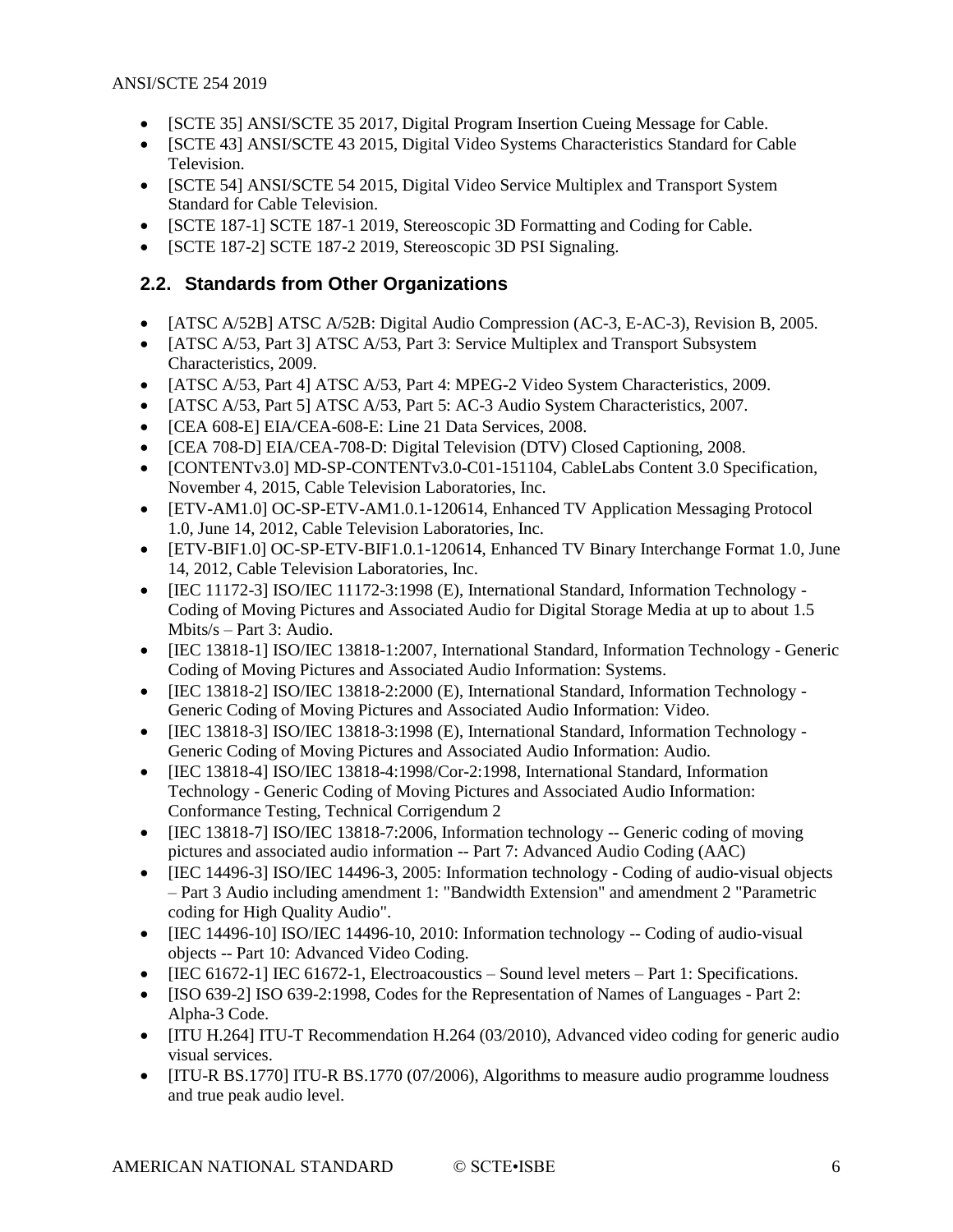- [SCTE 35] ANSI/SCTE 35 2017, Digital Program Insertion Cueing Message for Cable.
- [SCTE 43] ANSI/SCTE 43 2015, Digital Video Systems Characteristics Standard for Cable Television.
- [SCTE 54] ANSI/SCTE 54 2015, Digital Video Service Multiplex and Transport System Standard for Cable Television.
- [SCTE 187-1] SCTE 187-1 2019, Stereoscopic 3D Formatting and Coding for Cable.
- [SCTE 187-2] SCTE 187-2 2019, Stereoscopic 3D PSI Signaling.

## 2.2. Standards from Other Organizations

- [ATSC A/52B] ATSC A/52B: Digital Audio Compression (AC-3, E-AC-3), Revision B, 2005.
- [ATSC A/53, Part 3] ATSC A/53, Part 3: Service Multiplex and Transport Subsystem Characteristics, 2009.
- [ATSC A/53, Part 4] ATSC A/53, Part 4: MPEG-2 Video System Characteristics, 2009.
- [ATSC A/53, Part 5] ATSC A/53, Part 5: AC-3 Audio System Characteristics, 2007.
- [CEA 608-E] EIA/CEA-608-E: Line 21 Data Services, 2008.
- [CEA 708-D] EIA/CEA-708-D: Digital Television (DTV) Closed Captioning, 2008.
- [CONTENTv3.0] MD-SP-CONTENTv3.0-C01-151104, CableLabs Content 3.0 Specification, November 4, 2015, Cable Television Laboratories, Inc.
- [ETV-AM1.0] OC-SP-ETV-AM1.0.1-120614, Enhanced TV Application Messaging Protocol 1.0, June 14, 2012, Cable Television Laboratories, Inc.
- [ETV-BIF1.0] OC-SP-ETV-BIF1.0.1-120614, Enhanced TV Binary Interchange Format 1.0, June 14, 2012, Cable Television Laboratories, Inc.
- [IEC 11172-3] ISO/IEC 11172-3:1998 (E), International Standard, Information Technology - Coding of Moving Pictures and Associated Audio for Digital Storage Media at up to about 1.5 Mbits/s – Part 3: Audio.
- [IEC 13818-1] ISO/IEC 13818-1:2007, International Standard, Information Technology - Generic Coding of Moving Pictures and Associated Audio Information: Systems.
- [IEC 13818-2] ISO/IEC 13818-2:2000 (E), International Standard, Information Technology - Generic Coding of Moving Pictures and Associated Audio Information: Video.
- [IEC 13818-3] ISO/IEC 13818-3:1998 (E), International Standard, Information Technology - Generic Coding of Moving Pictures and Associated Audio Information: Audio.
- [IEC 13818-4] ISO/IEC 13818-4:1998/Cor-2:1998, International Standard, Information Technology - Generic Coding of Moving Pictures and Associated Audio Information: Conformance Testing, Technical Corrigendum 2
- [IEC 13818-7] ISO/IEC 13818-7:2006, Information technology -- Generic coding of moving pictures and associated audio information -- Part 7: Advanced Audio Coding (AAC)
- [IEC 14496-3] ISO/IEC 14496-3, 2005: Information technology - Coding of audio-visual objects – Part 3 Audio including amendment 1: "Bandwidth Extension" and amendment 2 "Parametric coding for High Quality Audio".
- [IEC 14496-10] ISO/IEC 14496-10, 2010: Information technology -- Coding of audio-visual objects -- Part 10: Advanced Video Coding.
- [IEC 61672-1] IEC 61672-1, Electroacoustics – Sound level meters – Part 1: Specifications.
- [ISO 639-2] ISO 639-2:1998, Codes for the Representation of Names of Languages - Part 2: Alpha-3 Code.
- [ITU H.264] ITU-T Recommendation H.264 (03/2010), Advanced video coding for generic audio visual services.
- [ITU-R BS.1770] ITU-R BS.1770 (07/2006), Algorithms to measure audio programme loudness and true peak audio level.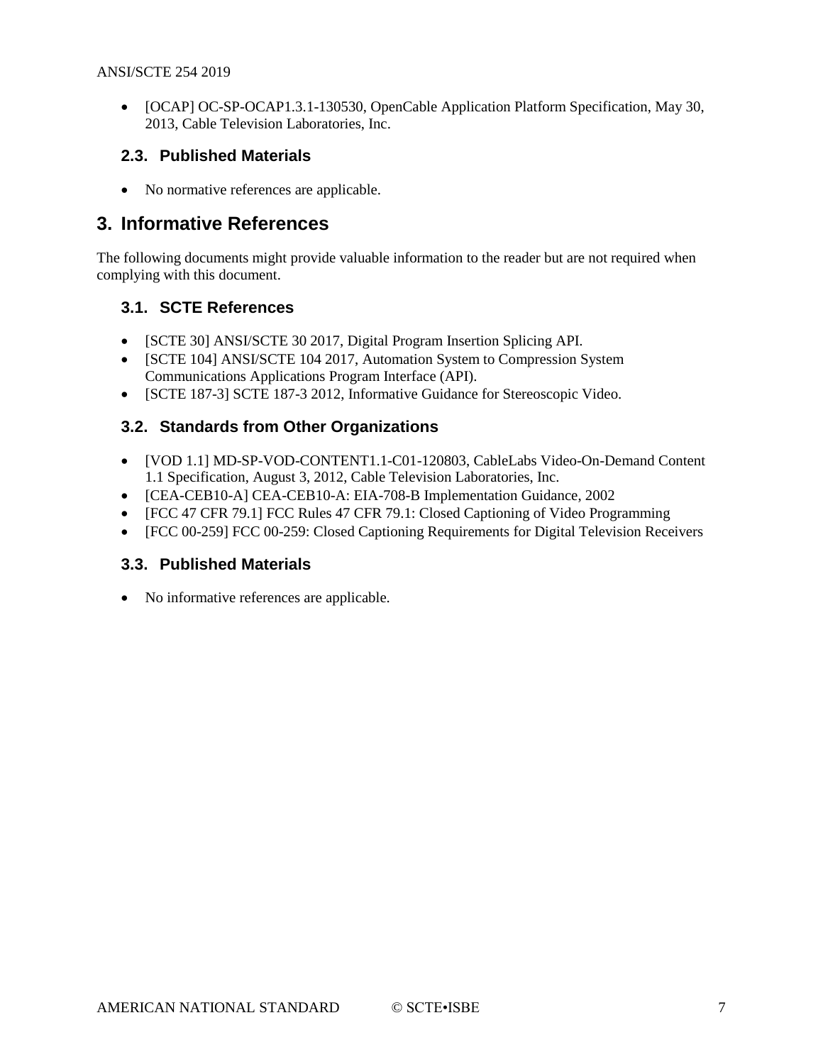- [OCAP] OC-SP-OCAP1.3.1-130530, OpenCable Application Platform Specification, May 30, 2013, Cable Television Laboratories, Inc.

### 2.3. Published Materials

- No normative references are applicable.

## 3. Informative References

The following documents might provide valuable information to the reader but are not required when complying with this document.

### 3.1. SCTE References

- [SCTE 30] ANSI/SCTE 30 2017, Digital Program Insertion Splicing API.
- [SCTE 104] ANSI/SCTE 104 2017, Automation System to Compression System Communications Applications Program Interface (API).
- [SCTE 187-3] SCTE 187-3 2012, Informative Guidance for Stereoscopic Video.

### 3.2. Standards from Other Organizations

- [VOD 1.1] MD-SP-VOD-CONTENT1.1-C01-120803, CableLabs Video-On-Demand Content 1.1 Specification, August 3, 2012, Cable Television Laboratories, Inc.
- [CEA-CEB10-A] CEA-CEB10-A: EIA-708-B Implementation Guidance, 2002
- [FCC 47 CFR 79.1] FCC Rules 47 CFR 79.1: Closed Captioning of Video Programming
- [FCC 00-259] FCC 00-259: Closed Captioning Requirements for Digital Television Receivers

### 3.3. Published Materials

- No informative references are applicable.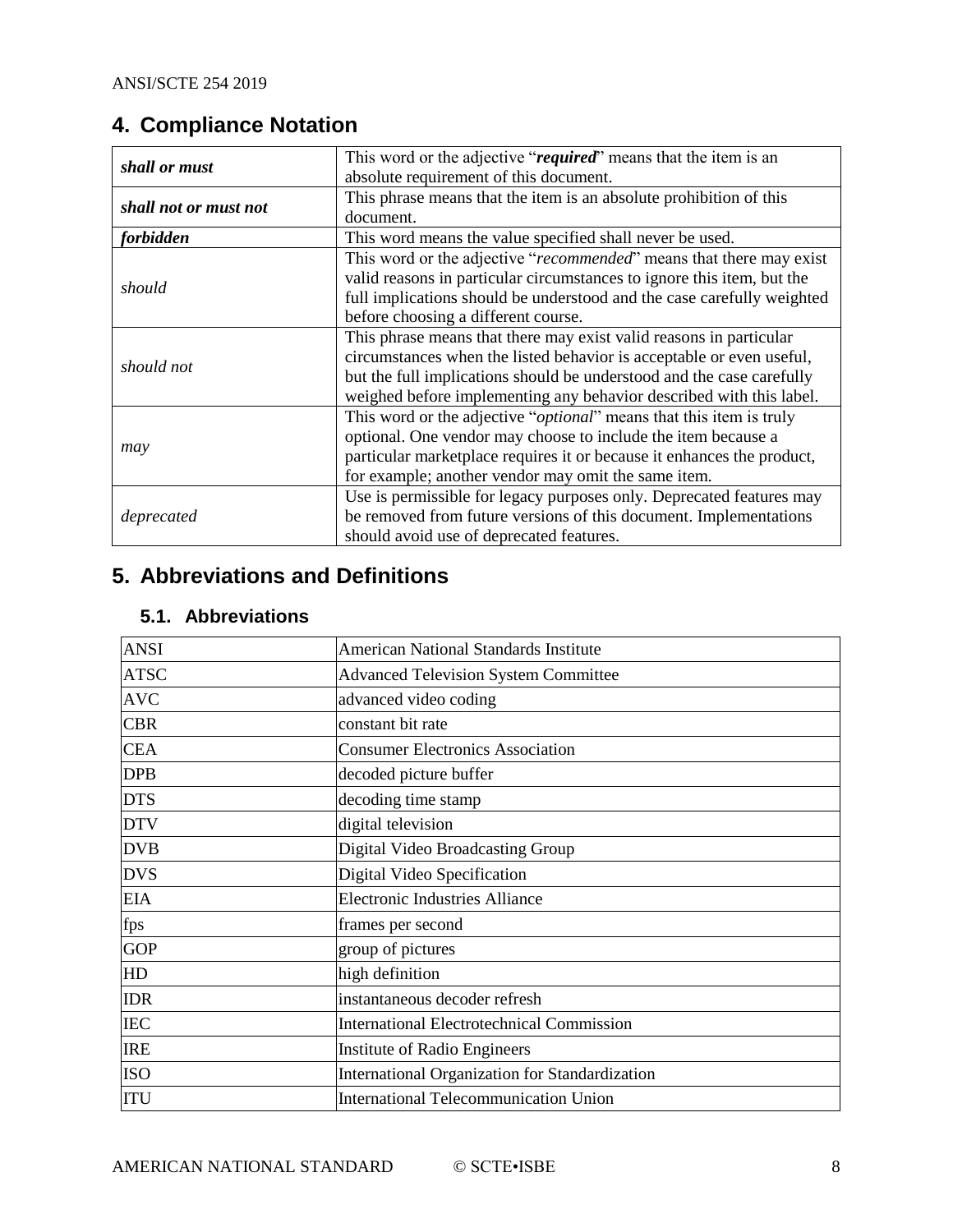## 4. Compliance Notation

| | |
|---|---|
| ***shall or must*** | This word or the adjective "***required***" means that the item is an absolute requirement of this document. |
| ***shall not or must not*** | This phrase means that the item is an absolute prohibition of this document. |
| ***forbidden*** | This word means the value specified shall never be used. |
| *should* | This word or the adjective "*recommended*" means that there may exist valid reasons in particular circumstances to ignore this item, but the full implications should be understood and the case carefully weighted before choosing a different course. |
| *should not* | This phrase means that there may exist valid reasons in particular circumstances when the listed behavior is acceptable or even useful, but the full implications should be understood and the case carefully weighed before implementing any behavior described with this label. |
| *may* | This word or the adjective "*optional*" means that this item is truly optional. One vendor may choose to include the item because a particular marketplace requires it or because it enhances the product, for example; another vendor may omit the same item. |
| *deprecated* | Use is permissible for legacy purposes only. Deprecated features may be removed from future versions of this document. Implementations should avoid use of deprecated features. |

## 5. Abbreviations and Definitions

### 5.1. Abbreviations

| | |
|---|---|
| ANSI | American National Standards Institute |
| ATSC | Advanced Television System Committee |
| AVC | advanced video coding |
| CBR | constant bit rate |
| CEA | Consumer Electronics Association |
| DPB | decoded picture buffer |
| DTS | decoding time stamp |
| DTV | digital television |
| DVB | Digital Video Broadcasting Group |
| DVS | Digital Video Specification |
| EIA | Electronic Industries Alliance |
| fps | frames per second |
| GOP | group of pictures |
| HD | high definition |
| IDR | instantaneous decoder refresh |
| IEC | International Electrotechnical Commission |
| IRE | Institute of Radio Engineers |
| ISO | International Organization for Standardization |
| ITU | International Telecommunication Union |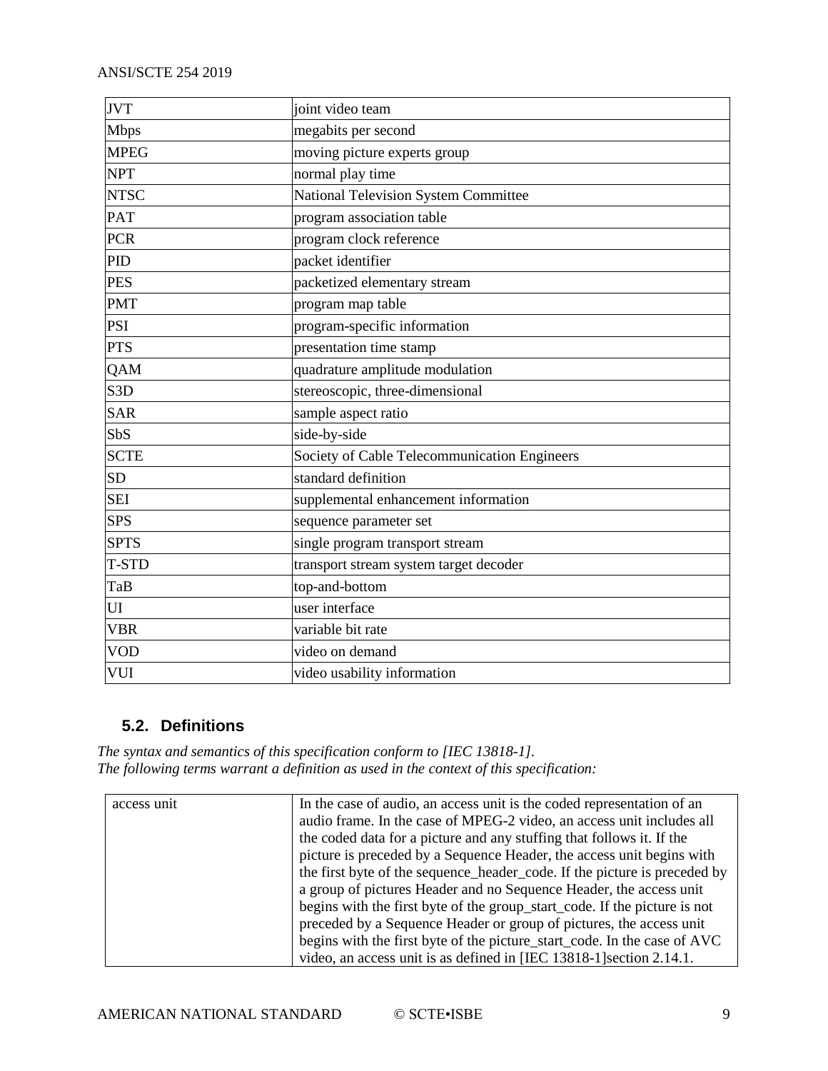| JVT | joint video team |
|---|---|
| Mbps | megabits per second |
| MPEG | moving picture experts group |
| NPT | normal play time |
| NTSC | National Television System Committee |
| PAT | program association table |
| PCR | program clock reference |
| PID | packet identifier |
| PES | packetized elementary stream |
| PMT | program map table |
| PSI | program-specific information |
| PTS | presentation time stamp |
| QAM | quadrature amplitude modulation |
| S3D | stereoscopic, three-dimensional |
| SAR | sample aspect ratio |
| SbS | side-by-side |
| SCTE | Society of Cable Telecommunication Engineers |
| SD | standard definition |
| SEI | supplemental enhancement information |
| SPS | sequence parameter set |
| SPTS | single program transport stream |
| T-STD | transport stream system target decoder |
| TaB | top-and-bottom |
| UI | user interface |
| VBR | variable bit rate |
| VOD | video on demand |
| VUI | video usability information |

## 5.2. Definitions

*The syntax and semantics of this specification conform to [IEC 13818-1].*
*The following terms warrant a definition as used in the context of this specification:*

| access unit | In the case of audio, an access unit is the coded representation of an audio frame. In the case of MPEG-2 video, an access unit includes all the coded data for a picture and any stuffing that follows it. If the picture is preceded by a Sequence Header, the access unit begins with the first byte of the sequence_header_code. If the picture is preceded by a group of pictures Header and no Sequence Header, the access unit begins with the first byte of the group_start_code. If the picture is not preceded by a Sequence Header or group of pictures, the access unit begins with the first byte of the picture_start_code. In the case of AVC video, an access unit is as defined in [IEC 13818-1]section 2.14.1. |
|---|---|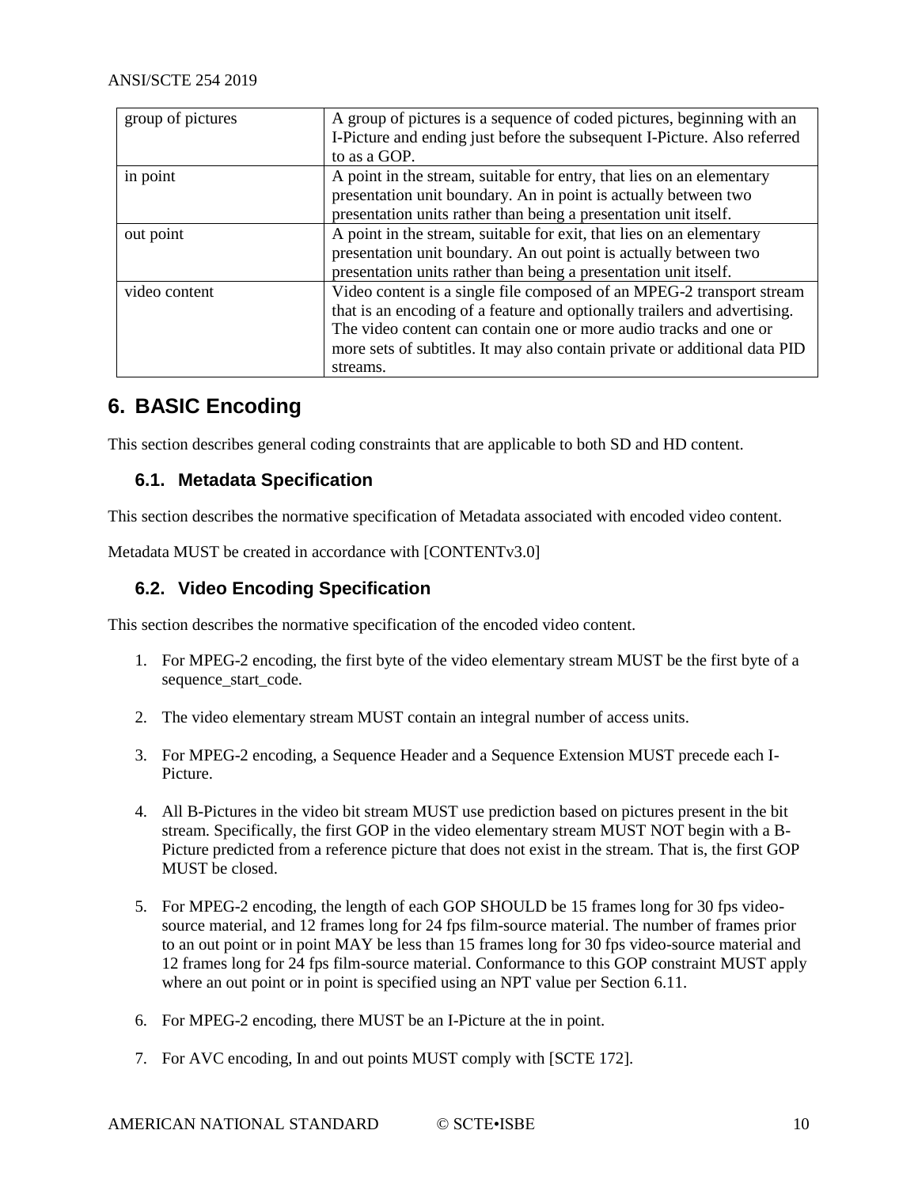| group of pictures | A group of pictures is a sequence of coded pictures, beginning with an I-Picture and ending just before the subsequent I-Picture. Also referred to as a GOP. |
|---|---|
| in point | A point in the stream, suitable for entry, that lies on an elementary presentation unit boundary. An in point is actually between two presentation units rather than being a presentation unit itself. |
| out point | A point in the stream, suitable for exit, that lies on an elementary presentation unit boundary. An out point is actually between two presentation units rather than being a presentation unit itself. |
| video content | Video content is a single file composed of an MPEG-2 transport stream that is an encoding of a feature and optionally trailers and advertising. The video content can contain one or more audio tracks and one or more sets of subtitles. It may also contain private or additional data PID streams. |

# 6. BASIC Encoding

This section describes general coding constraints that are applicable to both SD and HD content.

## 6.1. Metadata Specification

This section describes the normative specification of Metadata associated with encoded video content.

Metadata MUST be created in accordance with [CONTENTv3.0]

## 6.2. Video Encoding Specification

This section describes the normative specification of the encoded video content.

1. For MPEG-2 encoding, the first byte of the video elementary stream MUST be the first byte of a sequence_start_code.

2. The video elementary stream MUST contain an integral number of access units.

3. For MPEG-2 encoding, a Sequence Header and a Sequence Extension MUST precede each I-Picture.

4. All B-Pictures in the video bit stream MUST use prediction based on pictures present in the bit stream. Specifically, the first GOP in the video elementary stream MUST NOT begin with a B-Picture predicted from a reference picture that does not exist in the stream. That is, the first GOP MUST be closed.

5. For MPEG-2 encoding, the length of each GOP SHOULD be 15 frames long for 30 fps video-source material, and 12 frames long for 24 fps film-source material. The number of frames prior to an out point or in point MAY be less than 15 frames long for 30 fps video-source material and 12 frames long for 24 fps film-source material. Conformance to this GOP constraint MUST apply where an out point or in point is specified using an NPT value per Section 6.11.

6. For MPEG-2 encoding, there MUST be an I-Picture at the in point.

7. For AVC encoding, In and out points MUST comply with [SCTE 172].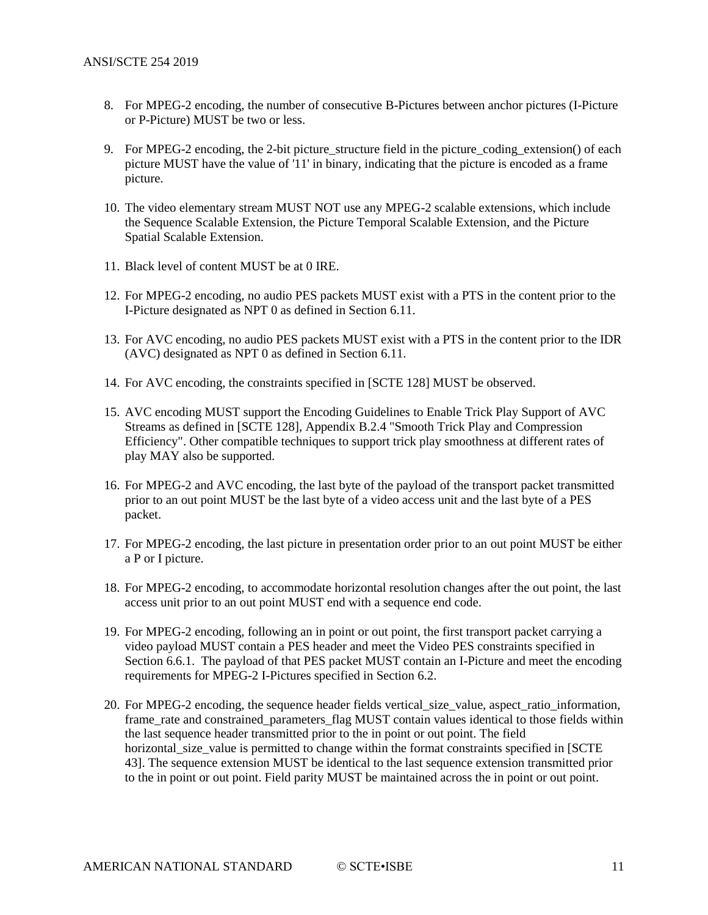8. For MPEG-2 encoding, the number of consecutive B-Pictures between anchor pictures (I-Picture or P-Picture) MUST be two or less.

9. For MPEG-2 encoding, the 2-bit picture_structure field in the picture_coding_extension() of each picture MUST have the value of '11' in binary, indicating that the picture is encoded as a frame picture.

10. The video elementary stream MUST NOT use any MPEG-2 scalable extensions, which include the Sequence Scalable Extension, the Picture Temporal Scalable Extension, and the Picture Spatial Scalable Extension.

11. Black level of content MUST be at 0 IRE.

12. For MPEG-2 encoding, no audio PES packets MUST exist with a PTS in the content prior to the I-Picture designated as NPT 0 as defined in Section 6.11.

13. For AVC encoding, no audio PES packets MUST exist with a PTS in the content prior to the IDR (AVC) designated as NPT 0 as defined in Section 6.11.

14. For AVC encoding, the constraints specified in [SCTE 128] MUST be observed.

15. AVC encoding MUST support the Encoding Guidelines to Enable Trick Play Support of AVC Streams as defined in [SCTE 128], Appendix B.2.4 "Smooth Trick Play and Compression Efficiency". Other compatible techniques to support trick play smoothness at different rates of play MAY also be supported.

16. For MPEG-2 and AVC encoding, the last byte of the payload of the transport packet transmitted prior to an out point MUST be the last byte of a video access unit and the last byte of a PES packet.

17. For MPEG-2 encoding, the last picture in presentation order prior to an out point MUST be either a P or I picture.

18. For MPEG-2 encoding, to accommodate horizontal resolution changes after the out point, the last access unit prior to an out point MUST end with a sequence end code.

19. For MPEG-2 encoding, following an in point or out point, the first transport packet carrying a video payload MUST contain a PES header and meet the Video PES constraints specified in Section 6.6.1. The payload of that PES packet MUST contain an I-Picture and meet the encoding requirements for MPEG-2 I-Pictures specified in Section 6.2.

20. For MPEG-2 encoding, the sequence header fields vertical_size_value, aspect_ratio_information, frame_rate and constrained_parameters_flag MUST contain values identical to those fields within the last sequence header transmitted prior to the in point or out point. The field horizontal_size_value is permitted to change within the format constraints specified in [SCTE 43]. The sequence extension MUST be identical to the last sequence extension transmitted prior to the in point or out point. Field parity MUST be maintained across the in point or out point.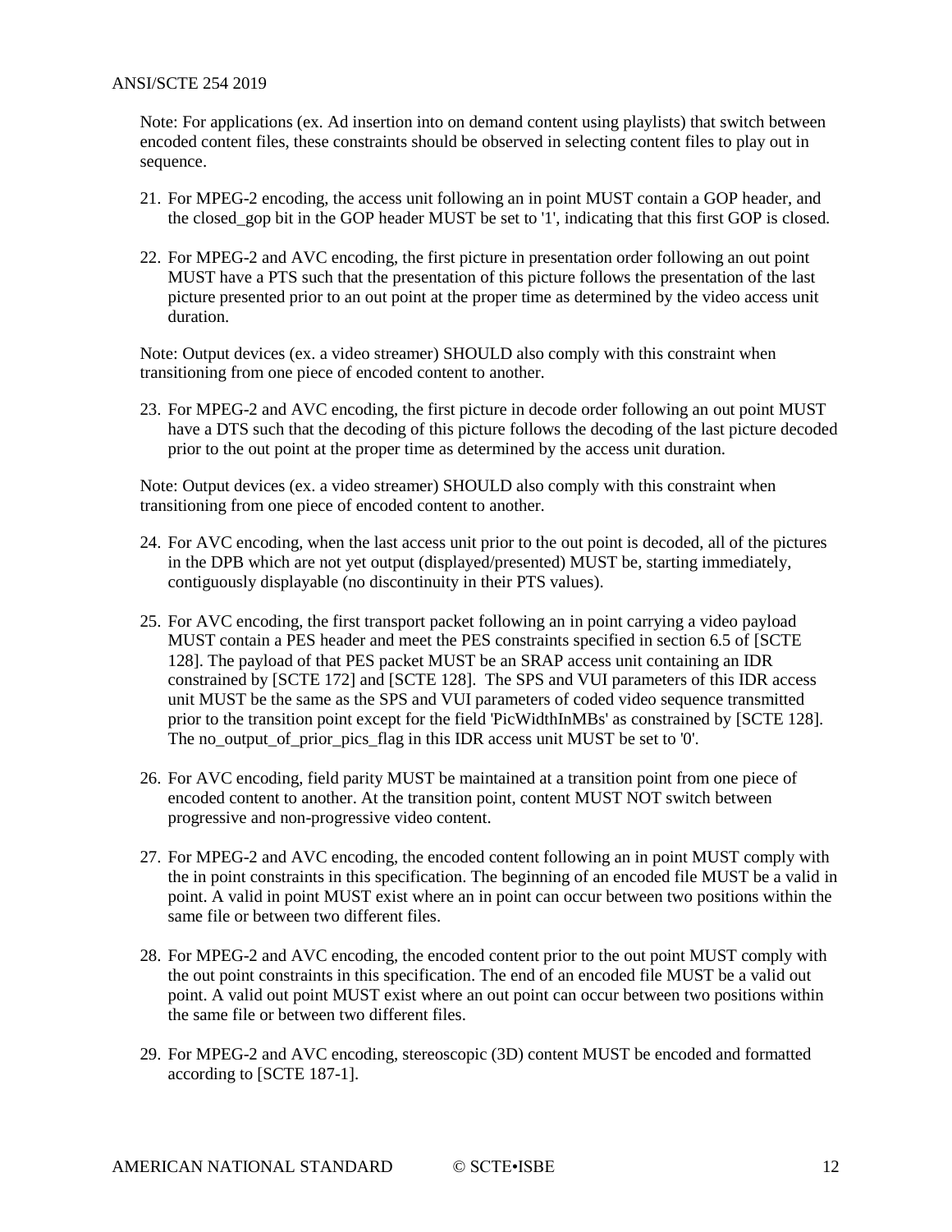Note: For applications (ex. Ad insertion into on demand content using playlists) that switch between encoded content files, these constraints should be observed in selecting content files to play out in sequence.

21. For MPEG-2 encoding, the access unit following an in point MUST contain a GOP header, and the closed_gop bit in the GOP header MUST be set to '1', indicating that this first GOP is closed.

22. For MPEG-2 and AVC encoding, the first picture in presentation order following an out point MUST have a PTS such that the presentation of this picture follows the presentation of the last picture presented prior to an out point at the proper time as determined by the video access unit duration.

Note: Output devices (ex. a video streamer) SHOULD also comply with this constraint when transitioning from one piece of encoded content to another.

23. For MPEG-2 and AVC encoding, the first picture in decode order following an out point MUST have a DTS such that the decoding of this picture follows the decoding of the last picture decoded prior to the out point at the proper time as determined by the access unit duration.

Note: Output devices (ex. a video streamer) SHOULD also comply with this constraint when transitioning from one piece of encoded content to another.

24. For AVC encoding, when the last access unit prior to the out point is decoded, all of the pictures in the DPB which are not yet output (displayed/presented) MUST be, starting immediately, contiguously displayable (no discontinuity in their PTS values).

25. For AVC encoding, the first transport packet following an in point carrying a video payload MUST contain a PES header and meet the PES constraints specified in section 6.5 of [SCTE 128]. The payload of that PES packet MUST be an SRAP access unit containing an IDR constrained by [SCTE 172] and [SCTE 128]. The SPS and VUI parameters of this IDR access unit MUST be the same as the SPS and VUI parameters of coded video sequence transmitted prior to the transition point except for the field 'PicWidthInMBs' as constrained by [SCTE 128]. The no_output_of_prior_pics_flag in this IDR access unit MUST be set to '0'.

26. For AVC encoding, field parity MUST be maintained at a transition point from one piece of encoded content to another. At the transition point, content MUST NOT switch between progressive and non-progressive video content.

27. For MPEG-2 and AVC encoding, the encoded content following an in point MUST comply with the in point constraints in this specification. The beginning of an encoded file MUST be a valid in point. A valid in point MUST exist where an in point can occur between two positions within the same file or between two different files.

28. For MPEG-2 and AVC encoding, the encoded content prior to the out point MUST comply with the out point constraints in this specification. The end of an encoded file MUST be a valid out point. A valid out point MUST exist where an out point can occur between two positions within the same file or between two different files.

29. For MPEG-2 and AVC encoding, stereoscopic (3D) content MUST be encoded and formatted according to [SCTE 187-1].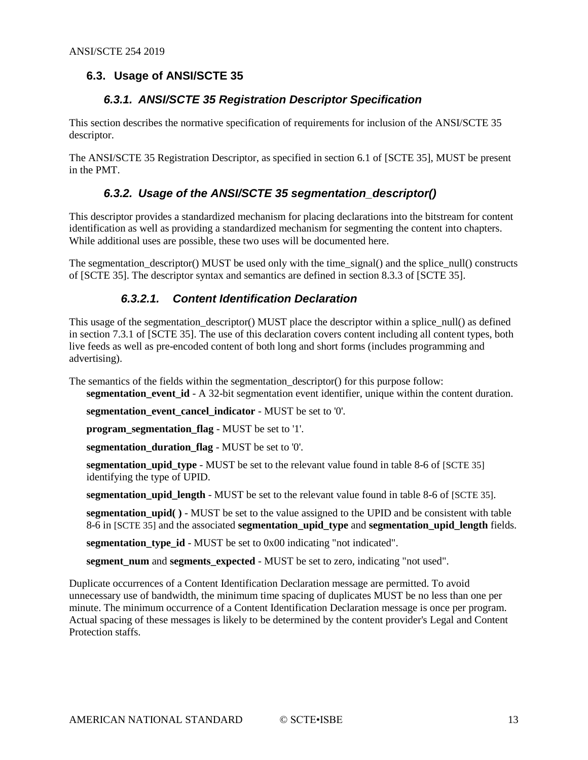## 6.3. Usage of ANSI/SCTE 35

### *6.3.1. ANSI/SCTE 35 Registration Descriptor Specification*

This section describes the normative specification of requirements for inclusion of the ANSI/SCTE 35 descriptor.

The ANSI/SCTE 35 Registration Descriptor, as specified in section 6.1 of [SCTE 35], MUST be present in the PMT.

### *6.3.2. Usage of the ANSI/SCTE 35 segmentation_descriptor()*

This descriptor provides a standardized mechanism for placing declarations into the bitstream for content identification as well as providing a standardized mechanism for segmenting the content into chapters. While additional uses are possible, these two uses will be documented here.

The segmentation_descriptor() MUST be used only with the time_signal() and the splice_null() constructs of [SCTE 35]. The descriptor syntax and semantics are defined in section 8.3.3 of [SCTE 35].

#### *6.3.2.1. Content Identification Declaration*

This usage of the segmentation_descriptor() MUST place the descriptor within a splice_null() as defined in section 7.3.1 of [SCTE 35]. The use of this declaration covers content including all content types, both live feeds as well as pre-encoded content of both long and short forms (includes programming and advertising).

The semantics of the fields within the segmentation_descriptor() for this purpose follow:

**segmentation_event_id** - A 32-bit segmentation event identifier, unique within the content duration.

**segmentation_event_cancel_indicator** - MUST be set to '0'.

**program_segmentation_flag** - MUST be set to '1'.

**segmentation_duration_flag** - MUST be set to '0'.

**segmentation_upid_type** - MUST be set to the relevant value found in table 8-6 of [SCTE 35] identifying the type of UPID.

**segmentation_upid_length** - MUST be set to the relevant value found in table 8-6 of [SCTE 35].

**segmentation_upid( )** - MUST be set to the value assigned to the UPID and be consistent with table 8-6 in [SCTE 35] and the associated **segmentation_upid_type** and **segmentation_upid_length** fields.

**segmentation_type_id** - MUST be set to 0x00 indicating "not indicated".

**segment_num** and **segments_expected** - MUST be set to zero, indicating "not used".

Duplicate occurrences of a Content Identification Declaration message are permitted. To avoid unnecessary use of bandwidth, the minimum time spacing of duplicates MUST be no less than one per minute. The minimum occurrence of a Content Identification Declaration message is once per program. Actual spacing of these messages is likely to be determined by the content provider's Legal and Content Protection staffs.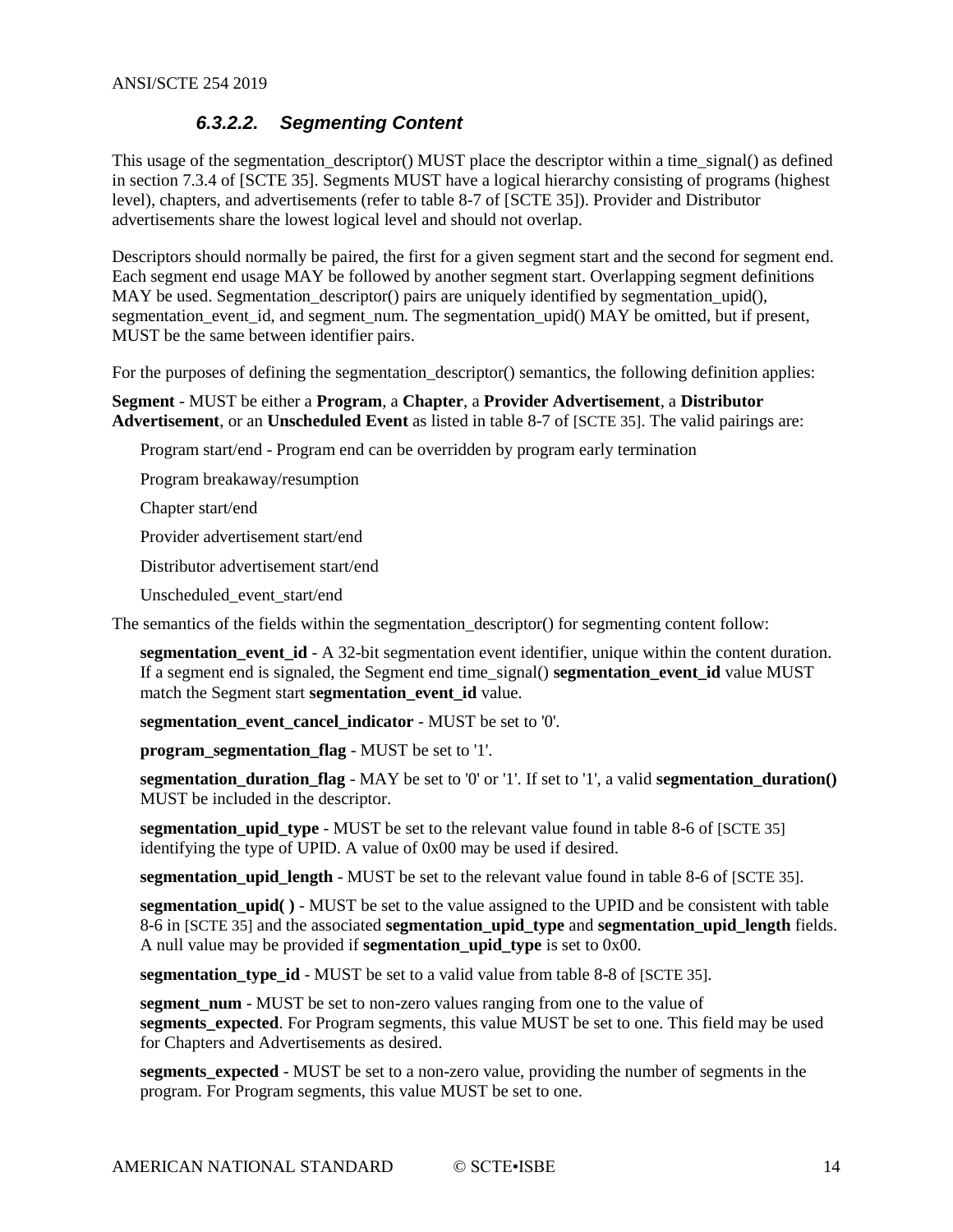#### *6.3.2.2. Segmenting Content*

This usage of the segmentation_descriptor() MUST place the descriptor within a time_signal() as defined in section 7.3.4 of [SCTE 35]. Segments MUST have a logical hierarchy consisting of programs (highest level), chapters, and advertisements (refer to table 8-7 of [SCTE 35]). Provider and Distributor advertisements share the lowest logical level and should not overlap.

Descriptors should normally be paired, the first for a given segment start and the second for segment end. Each segment end usage MAY be followed by another segment start. Overlapping segment definitions MAY be used. Segmentation_descriptor() pairs are uniquely identified by segmentation_upid(), segmentation_event_id, and segment_num. The segmentation_upid() MAY be omitted, but if present, MUST be the same between identifier pairs.

For the purposes of defining the segmentation_descriptor() semantics, the following definition applies:

**Segment** - MUST be either a **Program**, a **Chapter**, a **Provider Advertisement**, a **Distributor Advertisement**, or an **Unscheduled Event** as listed in table 8-7 of [SCTE 35]. The valid pairings are:

Program start/end - Program end can be overridden by program early termination

Program breakaway/resumption

Chapter start/end

Provider advertisement start/end

Distributor advertisement start/end

Unscheduled_event_start/end

The semantics of the fields within the segmentation_descriptor() for segmenting content follow:

**segmentation_event_id** - A 32-bit segmentation event identifier, unique within the content duration. If a segment end is signaled, the Segment end time_signal() **segmentation_event_id** value MUST match the Segment start **segmentation_event_id** value.

**segmentation_event_cancel_indicator** - MUST be set to '0'.

**program_segmentation_flag** - MUST be set to '1'.

**segmentation_duration_flag** - MAY be set to '0' or '1'. If set to '1', a valid **segmentation_duration()** MUST be included in the descriptor.

**segmentation_upid_type** - MUST be set to the relevant value found in table 8-6 of [SCTE 35] identifying the type of UPID. A value of 0x00 may be used if desired.

**segmentation_upid_length** - MUST be set to the relevant value found in table 8-6 of [SCTE 35].

**segmentation_upid( )** - MUST be set to the value assigned to the UPID and be consistent with table 8-6 in [SCTE 35] and the associated **segmentation_upid_type** and **segmentation_upid_length** fields. A null value may be provided if **segmentation_upid_type** is set to 0x00.

**segmentation_type_id** - MUST be set to a valid value from table 8-8 of [SCTE 35].

**segment_num** - MUST be set to non-zero values ranging from one to the value of **segments_expected**. For Program segments, this value MUST be set to one. This field may be used for Chapters and Advertisements as desired.

**segments_expected** - MUST be set to a non-zero value, providing the number of segments in the program. For Program segments, this value MUST be set to one.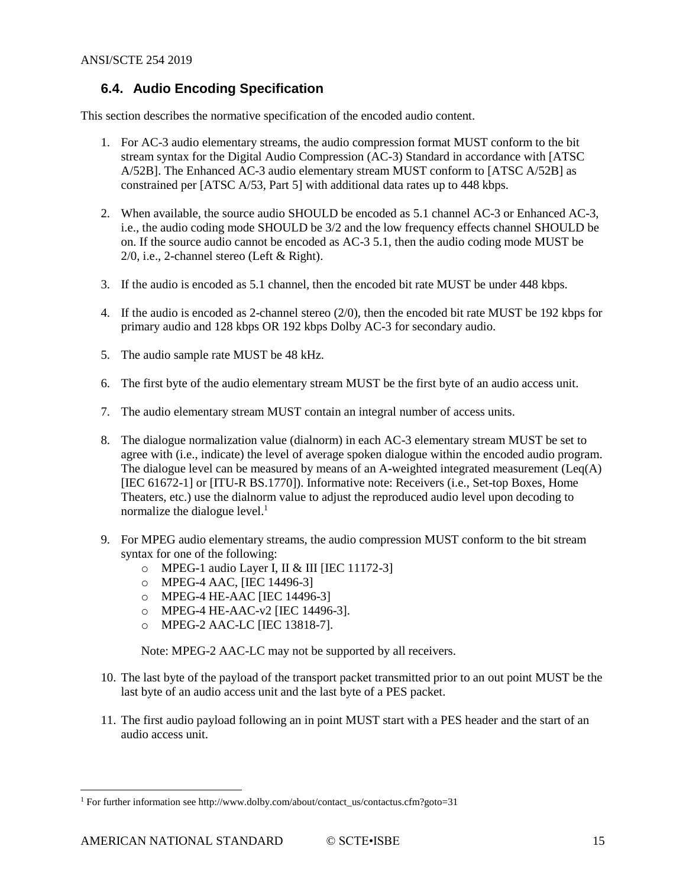## 6.4. Audio Encoding Specification

This section describes the normative specification of the encoded audio content.

1. For AC-3 audio elementary streams, the audio compression format MUST conform to the bit stream syntax for the Digital Audio Compression (AC-3) Standard in accordance with [ATSC A/52B]. The Enhanced AC-3 audio elementary stream MUST conform to [ATSC A/52B] as constrained per [ATSC A/53, Part 5] with additional data rates up to 448 kbps.

2. When available, the source audio SHOULD be encoded as 5.1 channel AC-3 or Enhanced AC-3, i.e., the audio coding mode SHOULD be 3/2 and the low frequency effects channel SHOULD be on. If the source audio cannot be encoded as AC-3 5.1, then the audio coding mode MUST be 2/0, i.e., 2-channel stereo (Left & Right).

3. If the audio is encoded as 5.1 channel, then the encoded bit rate MUST be under 448 kbps.

4. If the audio is encoded as 2-channel stereo (2/0), then the encoded bit rate MUST be 192 kbps for primary audio and 128 kbps OR 192 kbps Dolby AC-3 for secondary audio.

5. The audio sample rate MUST be 48 kHz.

6. The first byte of the audio elementary stream MUST be the first byte of an audio access unit.

7. The audio elementary stream MUST contain an integral number of access units.

8. The dialogue normalization value (dialnorm) in each AC-3 elementary stream MUST be set to agree with (i.e., indicate) the level of average spoken dialogue within the encoded audio program. The dialogue level can be measured by means of an A-weighted integrated measurement (Leq(A) [IEC 61672-1] or [ITU-R BS.1770]). Informative note: Receivers (i.e., Set-top Boxes, Home Theaters, etc.) use the dialnorm value to adjust the reproduced audio level upon decoding to normalize the dialogue level.[1]

9. For MPEG audio elementary streams, the audio compression MUST conform to the bit stream syntax for one of the following:
   - MPEG-1 audio Layer I, II & III [IEC 11172-3]
   - MPEG-4 AAC, [IEC 14496-3]
   - MPEG-4 HE-AAC [IEC 14496-3]
   - MPEG-4 HE-AAC-v2 [IEC 14496-3].
   - MPEG-2 AAC-LC [IEC 13818-7].

   Note: MPEG-2 AAC-LC may not be supported by all receivers.

10. The last byte of the payload of the transport packet transmitted prior to an out point MUST be the last byte of an audio access unit and the last byte of a PES packet.

11. The first audio payload following an in point MUST start with a PES header and the start of an audio access unit.

---

[1] For further information see http://www.dolby.com/about/contact_us/contactus.cfm?goto=31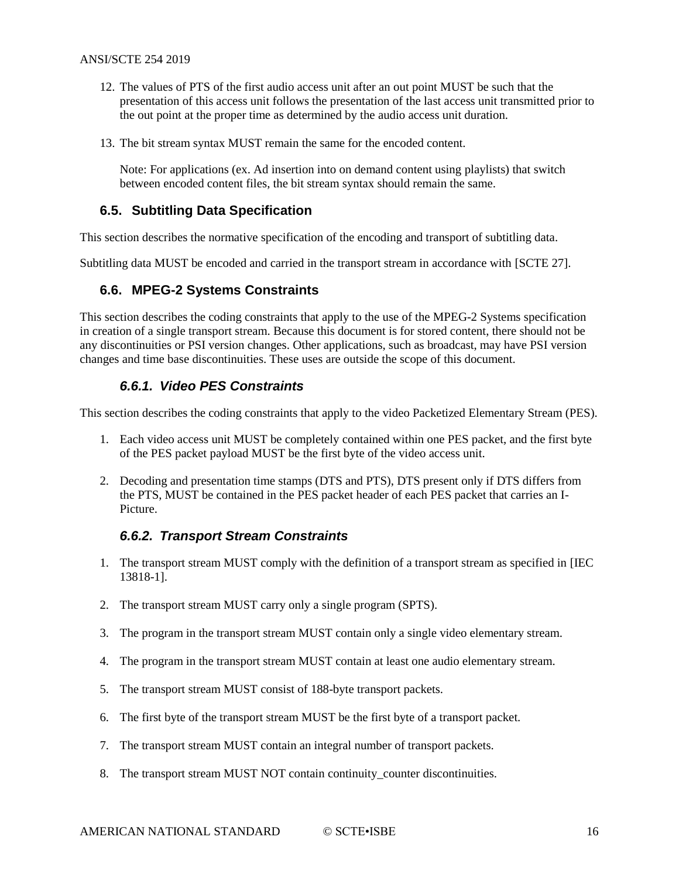12. The values of PTS of the first audio access unit after an out point MUST be such that the presentation of this access unit follows the presentation of the last access unit transmitted prior to the out point at the proper time as determined by the audio access unit duration.

13. The bit stream syntax MUST remain the same for the encoded content.

    Note: For applications (ex. Ad insertion into on demand content using playlists) that switch between encoded content files, the bit stream syntax should remain the same.

## 6.5. Subtitling Data Specification

This section describes the normative specification of the encoding and transport of subtitling data.

Subtitling data MUST be encoded and carried in the transport stream in accordance with [SCTE 27].

## 6.6. MPEG-2 Systems Constraints

This section describes the coding constraints that apply to the use of the MPEG-2 Systems specification in creation of a single transport stream. Because this document is for stored content, there should not be any discontinuities or PSI version changes. Other applications, such as broadcast, may have PSI version changes and time base discontinuities. These uses are outside the scope of this document.

### *6.6.1. Video PES Constraints*

This section describes the coding constraints that apply to the video Packetized Elementary Stream (PES).

1. Each video access unit MUST be completely contained within one PES packet, and the first byte of the PES packet payload MUST be the first byte of the video access unit.

2. Decoding and presentation time stamps (DTS and PTS), DTS present only if DTS differs from the PTS, MUST be contained in the PES packet header of each PES packet that carries an I-Picture.

### *6.6.2. Transport Stream Constraints*

1. The transport stream MUST comply with the definition of a transport stream as specified in [IEC 13818-1].

2. The transport stream MUST carry only a single program (SPTS).

3. The program in the transport stream MUST contain only a single video elementary stream.

4. The program in the transport stream MUST contain at least one audio elementary stream.

5. The transport stream MUST consist of 188-byte transport packets.

6. The first byte of the transport stream MUST be the first byte of a transport packet.

7. The transport stream MUST contain an integral number of transport packets.

8. The transport stream MUST NOT contain continuity_counter discontinuities.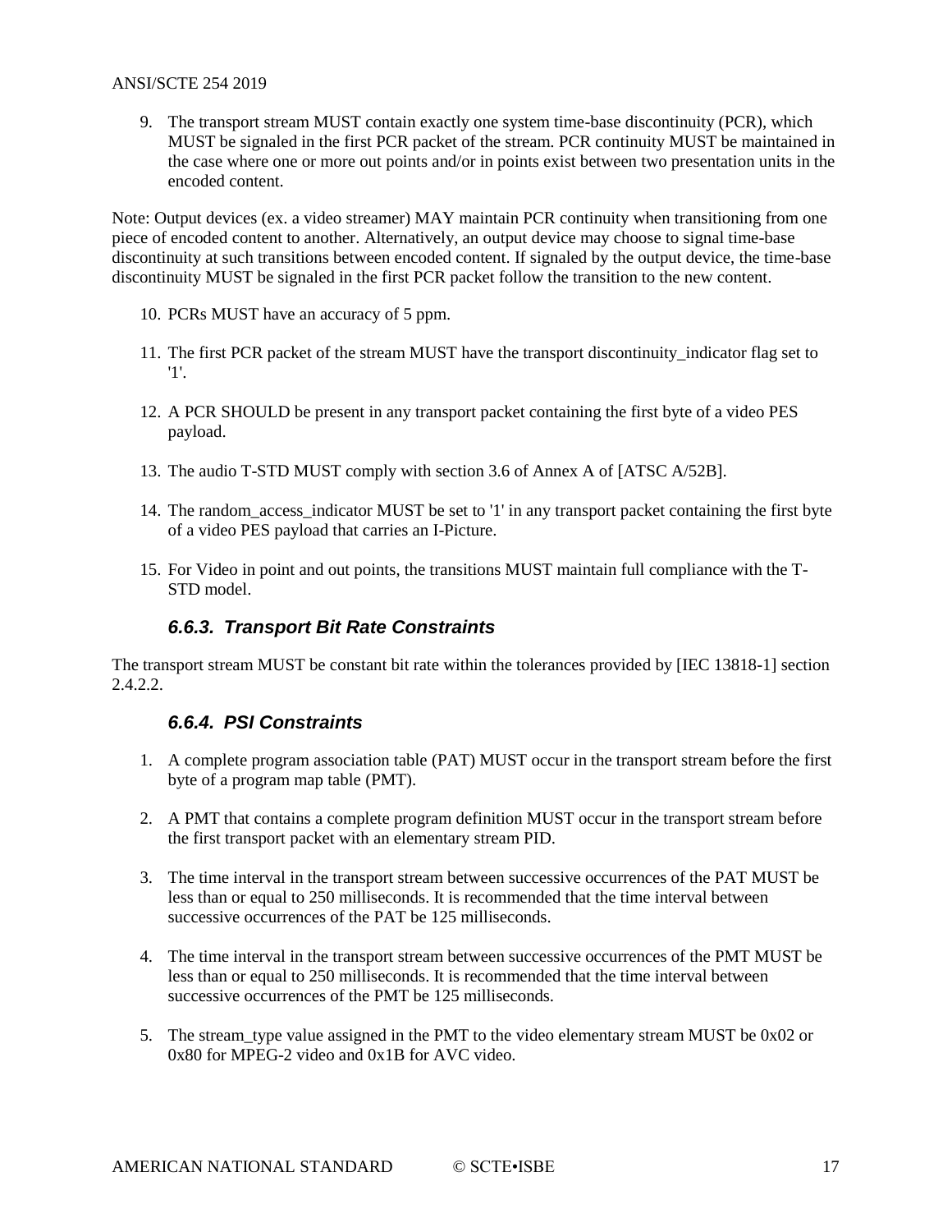9. The transport stream MUST contain exactly one system time-base discontinuity (PCR), which MUST be signaled in the first PCR packet of the stream. PCR continuity MUST be maintained in the case where one or more out points and/or in points exist between two presentation units in the encoded content.

Note: Output devices (ex. a video streamer) MAY maintain PCR continuity when transitioning from one piece of encoded content to another. Alternatively, an output device may choose to signal time-base discontinuity at such transitions between encoded content. If signaled by the output device, the time-base discontinuity MUST be signaled in the first PCR packet follow the transition to the new content.

10. PCRs MUST have an accuracy of 5 ppm.

11. The first PCR packet of the stream MUST have the transport discontinuity_indicator flag set to '1'.

12. A PCR SHOULD be present in any transport packet containing the first byte of a video PES payload.

13. The audio T-STD MUST comply with section 3.6 of Annex A of [ATSC A/52B].

14. The random_access_indicator MUST be set to '1' in any transport packet containing the first byte of a video PES payload that carries an I-Picture.

15. For Video in point and out points, the transitions MUST maintain full compliance with the T-STD model.

### *6.6.3. Transport Bit Rate Constraints*

The transport stream MUST be constant bit rate within the tolerances provided by [IEC 13818-1] section 2.4.2.2.

### *6.6.4. PSI Constraints*

1. A complete program association table (PAT) MUST occur in the transport stream before the first byte of a program map table (PMT).

2. A PMT that contains a complete program definition MUST occur in the transport stream before the first transport packet with an elementary stream PID.

3. The time interval in the transport stream between successive occurrences of the PAT MUST be less than or equal to 250 milliseconds. It is recommended that the time interval between successive occurrences of the PAT be 125 milliseconds.

4. The time interval in the transport stream between successive occurrences of the PMT MUST be less than or equal to 250 milliseconds. It is recommended that the time interval between successive occurrences of the PMT be 125 milliseconds.

5. The stream_type value assigned in the PMT to the video elementary stream MUST be 0x02 or 0x80 for MPEG-2 video and 0x1B for AVC video.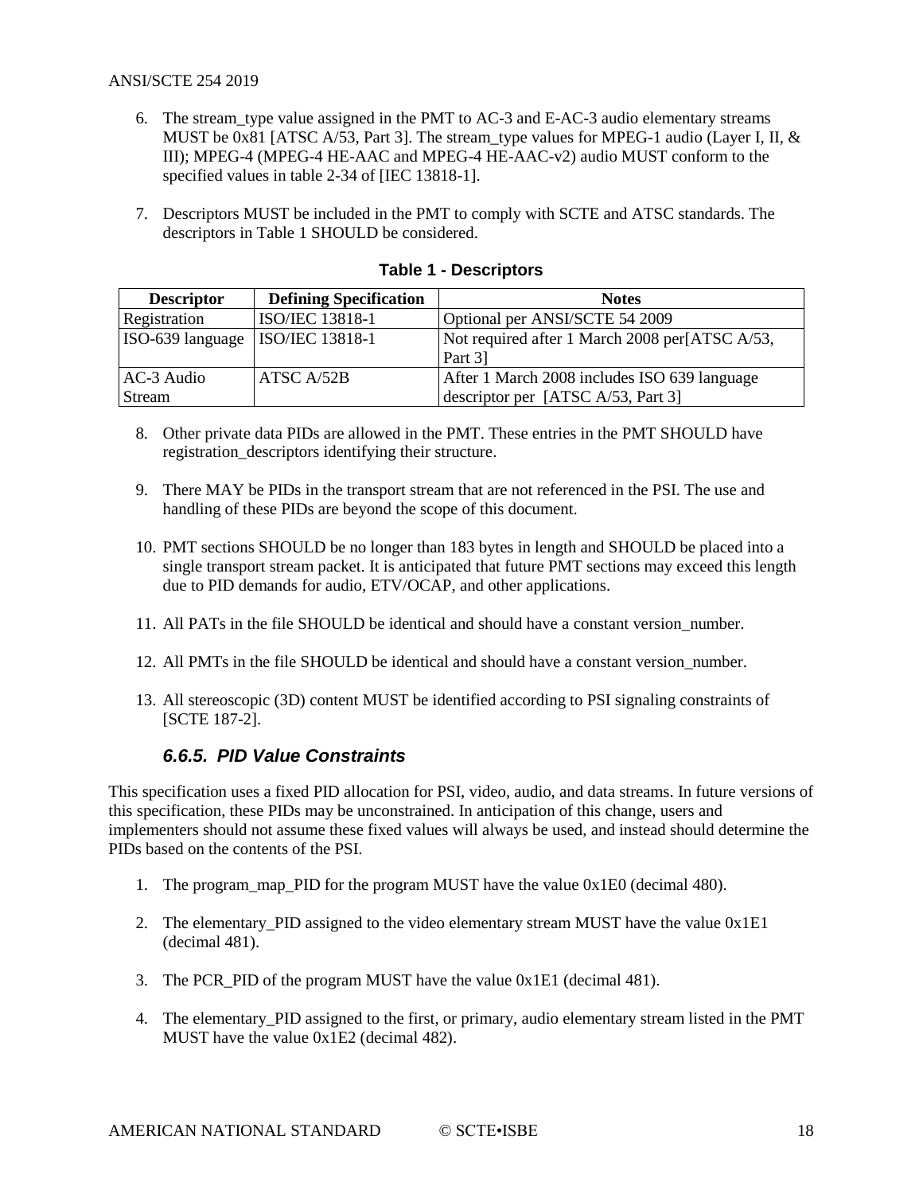6. The stream_type value assigned in the PMT to AC-3 and E-AC-3 audio elementary streams MUST be 0x81 [ATSC A/53, Part 3]. The stream_type values for MPEG-1 audio (Layer I, II, & III); MPEG-4 (MPEG-4 HE-AAC and MPEG-4 HE-AAC-v2) audio MUST conform to the specified values in table 2-34 of [IEC 13818-1].

7. Descriptors MUST be included in the PMT to comply with SCTE and ATSC standards. The descriptors in Table 1 SHOULD be considered.

**Table 1 - Descriptors**

| Descriptor | Defining Specification | Notes |
|---|---|---|
| Registration | ISO/IEC 13818-1 | Optional per ANSI/SCTE 54 2009 |
| ISO-639 language | ISO/IEC 13818-1 | Not required after 1 March 2008 per[ATSC A/53, Part 3] |
| AC-3 Audio Stream | ATSC A/52B | After 1 March 2008 includes ISO 639 language descriptor per [ATSC A/53, Part 3] |

8. Other private data PIDs are allowed in the PMT. These entries in the PMT SHOULD have registration_descriptors identifying their structure.

9. There MAY be PIDs in the transport stream that are not referenced in the PSI. The use and handling of these PIDs are beyond the scope of this document.

10. PMT sections SHOULD be no longer than 183 bytes in length and SHOULD be placed into a single transport stream packet. It is anticipated that future PMT sections may exceed this length due to PID demands for audio, ETV/OCAP, and other applications.

11. All PATs in the file SHOULD be identical and should have a constant version_number.

12. All PMTs in the file SHOULD be identical and should have a constant version_number.

13. All stereoscopic (3D) content MUST be identified according to PSI signaling constraints of [SCTE 187-2].

### 6.6.5. PID Value Constraints

This specification uses a fixed PID allocation for PSI, video, audio, and data streams. In future versions of this specification, these PIDs may be unconstrained. In anticipation of this change, users and implementers should not assume these fixed values will always be used, and instead should determine the PIDs based on the contents of the PSI.

1. The program_map_PID for the program MUST have the value 0x1E0 (decimal 480).

2. The elementary_PID assigned to the video elementary stream MUST have the value 0x1E1 (decimal 481).

3. The PCR_PID of the program MUST have the value 0x1E1 (decimal 481).

4. The elementary_PID assigned to the first, or primary, audio elementary stream listed in the PMT MUST have the value 0x1E2 (decimal 482).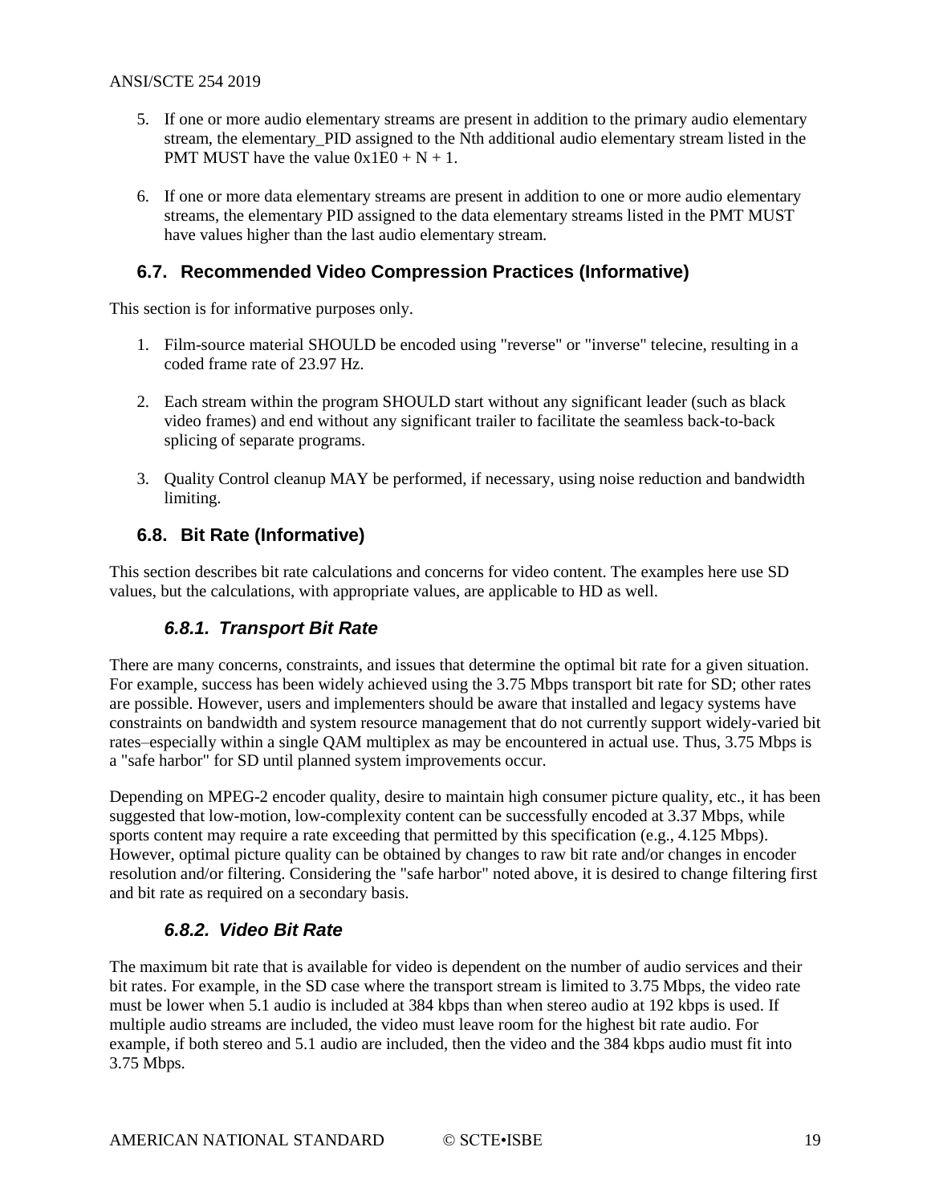5. If one or more audio elementary streams are present in addition to the primary audio elementary stream, the elementary_PID assigned to the Nth additional audio elementary stream listed in the PMT MUST have the value 0x1E0 + N + 1.

6. If one or more data elementary streams are present in addition to one or more audio elementary streams, the elementary PID assigned to the data elementary streams listed in the PMT MUST have values higher than the last audio elementary stream.

## 6.7. Recommended Video Compression Practices (Informative)

This section is for informative purposes only.

1. Film-source material SHOULD be encoded using "reverse" or "inverse" telecine, resulting in a coded frame rate of 23.97 Hz.

2. Each stream within the program SHOULD start without any significant leader (such as black video frames) and end without any significant trailer to facilitate the seamless back-to-back splicing of separate programs.

3. Quality Control cleanup MAY be performed, if necessary, using noise reduction and bandwidth limiting.

## 6.8. Bit Rate (Informative)

This section describes bit rate calculations and concerns for video content. The examples here use SD values, but the calculations, with appropriate values, are applicable to HD as well.

### *6.8.1. Transport Bit Rate*

There are many concerns, constraints, and issues that determine the optimal bit rate for a given situation. For example, success has been widely achieved using the 3.75 Mbps transport bit rate for SD; other rates are possible. However, users and implementers should be aware that installed and legacy systems have constraints on bandwidth and system resource management that do not currently support widely-varied bit rates–especially within a single QAM multiplex as may be encountered in actual use. Thus, 3.75 Mbps is a "safe harbor" for SD until planned system improvements occur.

Depending on MPEG-2 encoder quality, desire to maintain high consumer picture quality, etc., it has been suggested that low-motion, low-complexity content can be successfully encoded at 3.37 Mbps, while sports content may require a rate exceeding that permitted by this specification (e.g., 4.125 Mbps). However, optimal picture quality can be obtained by changes to raw bit rate and/or changes in encoder resolution and/or filtering. Considering the "safe harbor" noted above, it is desired to change filtering first and bit rate as required on a secondary basis.

### *6.8.2. Video Bit Rate*

The maximum bit rate that is available for video is dependent on the number of audio services and their bit rates. For example, in the SD case where the transport stream is limited to 3.75 Mbps, the video rate must be lower when 5.1 audio is included at 384 kbps than when stereo audio at 192 kbps is used. If multiple audio streams are included, the video must leave room for the highest bit rate audio. For example, if both stereo and 5.1 audio are included, then the video and the 384 kbps audio must fit into 3.75 Mbps.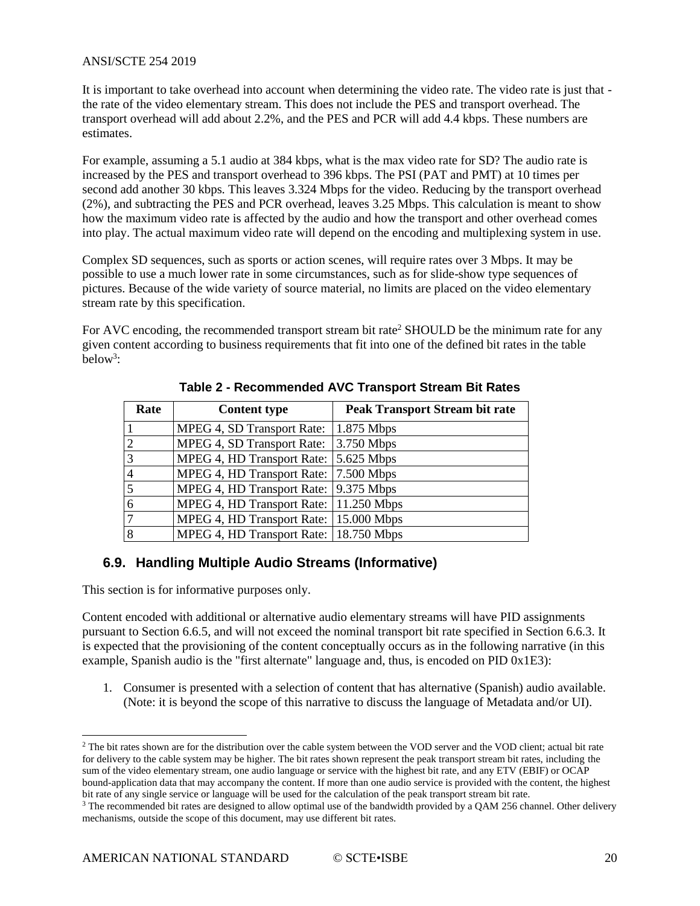It is important to take overhead into account when determining the video rate. The video rate is just that - the rate of the video elementary stream. This does not include the PES and transport overhead. The transport overhead will add about 2.2%, and the PES and PCR will add 4.4 kbps. These numbers are estimates.

For example, assuming a 5.1 audio at 384 kbps, what is the max video rate for SD? The audio rate is increased by the PES and transport overhead to 396 kbps. The PSI (PAT and PMT) at 10 times per second add another 30 kbps. This leaves 3.324 Mbps for the video. Reducing by the transport overhead (2%), and subtracting the PES and PCR overhead, leaves 3.25 Mbps. This calculation is meant to show how the maximum video rate is affected by the audio and how the transport and other overhead comes into play. The actual maximum video rate will depend on the encoding and multiplexing system in use.

Complex SD sequences, such as sports or action scenes, will require rates over 3 Mbps. It may be possible to use a much lower rate in some circumstances, such as for slide-show type sequences of pictures. Because of the wide variety of source material, no limits are placed on the video elementary stream rate by this specification.

For AVC encoding, the recommended transport stream bit rate[2] SHOULD be the minimum rate for any given content according to business requirements that fit into one of the defined bit rates in the table below[3]:

**Table 2 - Recommended AVC Transport Stream Bit Rates**

| Rate | Content type | Peak Transport Stream bit rate |
|---|---|---|
| 1 | MPEG 4, SD Transport Rate: | 1.875 Mbps |
| 2 | MPEG 4, SD Transport Rate: | 3.750 Mbps |
| 3 | MPEG 4, HD Transport Rate: | 5.625 Mbps |
| 4 | MPEG 4, HD Transport Rate: | 7.500 Mbps |
| 5 | MPEG 4, HD Transport Rate: | 9.375 Mbps |
| 6 | MPEG 4, HD Transport Rate: | 11.250 Mbps |
| 7 | MPEG 4, HD Transport Rate: | 15.000 Mbps |
| 8 | MPEG 4, HD Transport Rate: | 18.750 Mbps |

## 6.9. Handling Multiple Audio Streams (Informative)

This section is for informative purposes only.

Content encoded with additional or alternative audio elementary streams will have PID assignments pursuant to Section 6.6.5, and will not exceed the nominal transport bit rate specified in Section 6.6.3. It is expected that the provisioning of the content conceptually occurs as in the following narrative (in this example, Spanish audio is the "first alternate" language and, thus, is encoded on PID 0x1E3):

1. Consumer is presented with a selection of content that has alternative (Spanish) audio available. (Note: it is beyond the scope of this narrative to discuss the language of Metadata and/or UI).

---

[2] The bit rates shown are for the distribution over the cable system between the VOD server and the VOD client; actual bit rate for delivery to the cable system may be higher. The bit rates shown represent the peak transport stream bit rates, including the sum of the video elementary stream, one audio language or service with the highest bit rate, and any ETV (EBIF) or OCAP bound-application data that may accompany the content. If more than one audio service is provided with the content, the highest bit rate of any single service or language will be used for the calculation of the peak transport stream bit rate.

[3] The recommended bit rates are designed to allow optimal use of the bandwidth provided by a QAM 256 channel. Other delivery mechanisms, outside the scope of this document, may use different bit rates.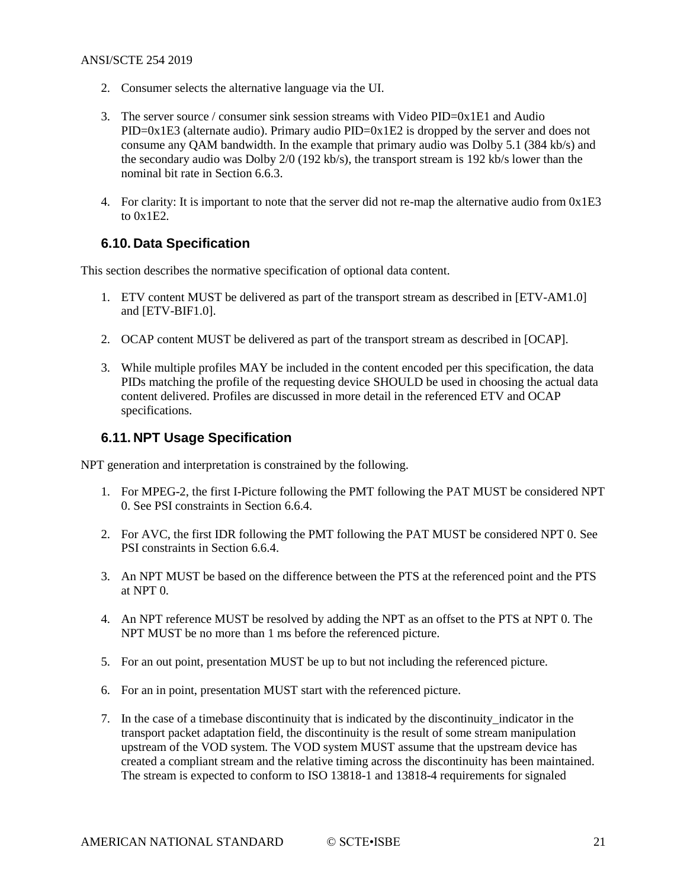2. Consumer selects the alternative language via the UI.

3. The server source / consumer sink session streams with Video PID=0x1E1 and Audio PID=0x1E3 (alternate audio). Primary audio PID=0x1E2 is dropped by the server and does not consume any QAM bandwidth. In the example that primary audio was Dolby 5.1 (384 kb/s) and the secondary audio was Dolby 2/0 (192 kb/s), the transport stream is 192 kb/s lower than the nominal bit rate in Section 6.6.3.

4. For clarity: It is important to note that the server did not re-map the alternative audio from 0x1E3 to 0x1E2.

### 6.10. Data Specification

This section describes the normative specification of optional data content.

1. ETV content MUST be delivered as part of the transport stream as described in [ETV-AM1.0] and [ETV-BIF1.0].

2. OCAP content MUST be delivered as part of the transport stream as described in [OCAP].

3. While multiple profiles MAY be included in the content encoded per this specification, the data PIDs matching the profile of the requesting device SHOULD be used in choosing the actual data content delivered. Profiles are discussed in more detail in the referenced ETV and OCAP specifications.

### 6.11. NPT Usage Specification

NPT generation and interpretation is constrained by the following.

1. For MPEG-2, the first I-Picture following the PMT following the PAT MUST be considered NPT 0. See PSI constraints in Section 6.6.4.

2. For AVC, the first IDR following the PMT following the PAT MUST be considered NPT 0. See PSI constraints in Section 6.6.4.

3. An NPT MUST be based on the difference between the PTS at the referenced point and the PTS at NPT 0.

4. An NPT reference MUST be resolved by adding the NPT as an offset to the PTS at NPT 0. The NPT MUST be no more than 1 ms before the referenced picture.

5. For an out point, presentation MUST be up to but not including the referenced picture.

6. For an in point, presentation MUST start with the referenced picture.

7. In the case of a timebase discontinuity that is indicated by the discontinuity_indicator in the transport packet adaptation field, the discontinuity is the result of some stream manipulation upstream of the VOD system. The VOD system MUST assume that the upstream device has created a compliant stream and the relative timing across the discontinuity has been maintained. The stream is expected to conform to ISO 13818-1 and 13818-4 requirements for signaled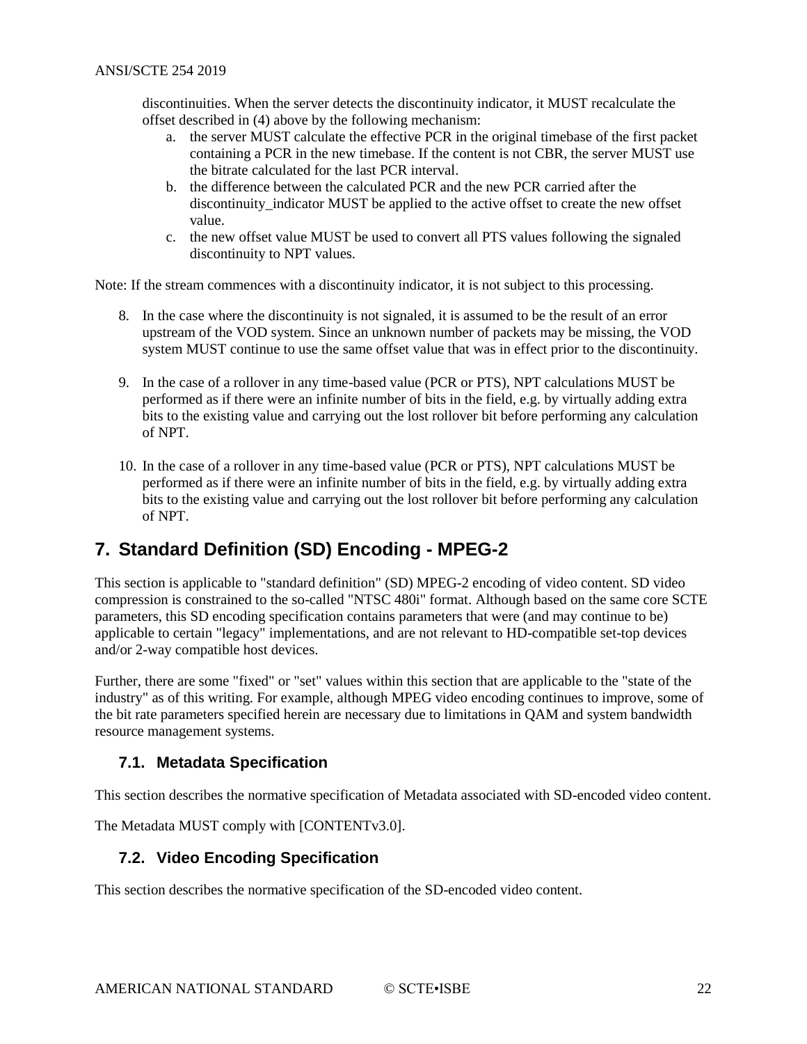discontinuities. When the server detects the discontinuity indicator, it MUST recalculate the offset described in (4) above by the following mechanism:

   a. the server MUST calculate the effective PCR in the original timebase of the first packet containing a PCR in the new timebase. If the content is not CBR, the server MUST use the bitrate calculated for the last PCR interval.
   b. the difference between the calculated PCR and the new PCR carried after the discontinuity_indicator MUST be applied to the active offset to create the new offset value.
   c. the new offset value MUST be used to convert all PTS values following the signaled discontinuity to NPT values.

Note: If the stream commences with a discontinuity indicator, it is not subject to this processing.

8. In the case where the discontinuity is not signaled, it is assumed to be the result of an error upstream of the VOD system. Since an unknown number of packets may be missing, the VOD system MUST continue to use the same offset value that was in effect prior to the discontinuity.

9. In the case of a rollover in any time-based value (PCR or PTS), NPT calculations MUST be performed as if there were an infinite number of bits in the field, e.g. by virtually adding extra bits to the existing value and carrying out the lost rollover bit before performing any calculation of NPT.

10. In the case of a rollover in any time-based value (PCR or PTS), NPT calculations MUST be performed as if there were an infinite number of bits in the field, e.g. by virtually adding extra bits to the existing value and carrying out the lost rollover bit before performing any calculation of NPT.

# 7. Standard Definition (SD) Encoding - MPEG-2

This section is applicable to "standard definition" (SD) MPEG-2 encoding of video content. SD video compression is constrained to the so-called "NTSC 480i" format. Although based on the same core SCTE parameters, this SD encoding specification contains parameters that were (and may continue to be) applicable to certain "legacy" implementations, and are not relevant to HD-compatible set-top devices and/or 2-way compatible host devices.

Further, there are some "fixed" or "set" values within this section that are applicable to the "state of the industry" as of this writing. For example, although MPEG video encoding continues to improve, some of the bit rate parameters specified herein are necessary due to limitations in QAM and system bandwidth resource management systems.

## 7.1. Metadata Specification

This section describes the normative specification of Metadata associated with SD-encoded video content.

The Metadata MUST comply with [CONTENTv3.0].

## 7.2. Video Encoding Specification

This section describes the normative specification of the SD-encoded video content.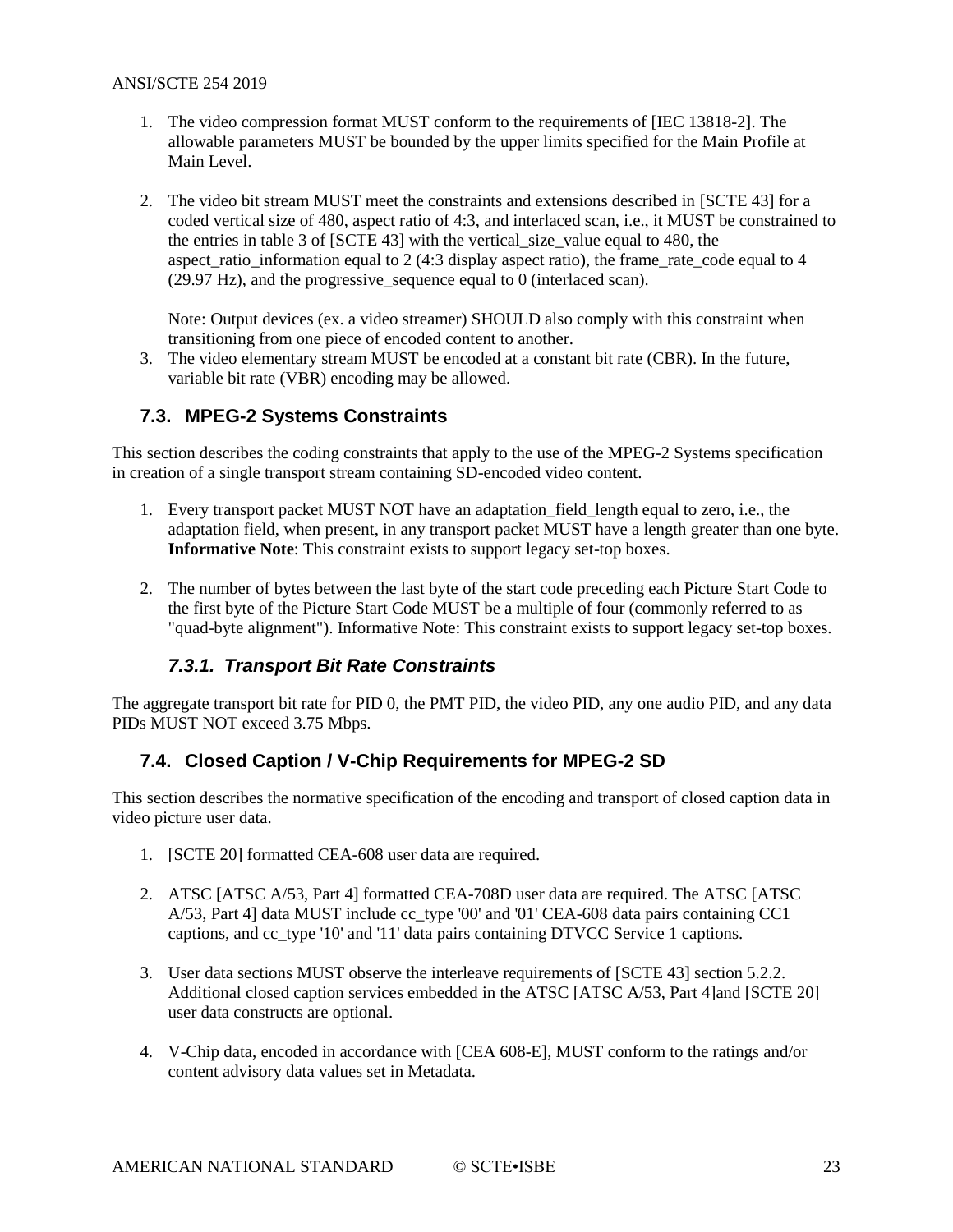1. The video compression format MUST conform to the requirements of [IEC 13818-2]. The allowable parameters MUST be bounded by the upper limits specified for the Main Profile at Main Level.

2. The video bit stream MUST meet the constraints and extensions described in [SCTE 43] for a coded vertical size of 480, aspect ratio of 4:3, and interlaced scan, i.e., it MUST be constrained to the entries in table 3 of [SCTE 43] with the vertical_size_value equal to 480, the aspect_ratio_information equal to 2 (4:3 display aspect ratio), the frame_rate_code equal to 4 (29.97 Hz), and the progressive_sequence equal to 0 (interlaced scan).

   Note: Output devices (ex. a video streamer) SHOULD also comply with this constraint when transitioning from one piece of encoded content to another.

3. The video elementary stream MUST be encoded at a constant bit rate (CBR). In the future, variable bit rate (VBR) encoding may be allowed.

## 7.3. MPEG-2 Systems Constraints

This section describes the coding constraints that apply to the use of the MPEG-2 Systems specification in creation of a single transport stream containing SD-encoded video content.

1. Every transport packet MUST NOT have an adaptation_field_length equal to zero, i.e., the adaptation field, when present, in any transport packet MUST have a length greater than one byte. **Informative Note**: This constraint exists to support legacy set-top boxes.

2. The number of bytes between the last byte of the start code preceding each Picture Start Code to the first byte of the Picture Start Code MUST be a multiple of four (commonly referred to as "quad-byte alignment"). Informative Note: This constraint exists to support legacy set-top boxes.

### 7.3.1. Transport Bit Rate Constraints

The aggregate transport bit rate for PID 0, the PMT PID, the video PID, any one audio PID, and any data PIDs MUST NOT exceed 3.75 Mbps.

## 7.4. Closed Caption / V-Chip Requirements for MPEG-2 SD

This section describes the normative specification of the encoding and transport of closed caption data in video picture user data.

1. [SCTE 20] formatted CEA-608 user data are required.

2. ATSC [ATSC A/53, Part 4] formatted CEA-708D user data are required. The ATSC [ATSC A/53, Part 4] data MUST include cc_type '00' and '01' CEA-608 data pairs containing CC1 captions, and cc_type '10' and '11' data pairs containing DTVCC Service 1 captions.

3. User data sections MUST observe the interleave requirements of [SCTE 43] section 5.2.2. Additional closed caption services embedded in the ATSC [ATSC A/53, Part 4]and [SCTE 20] user data constructs are optional.

4. V-Chip data, encoded in accordance with [CEA 608-E], MUST conform to the ratings and/or content advisory data values set in Metadata.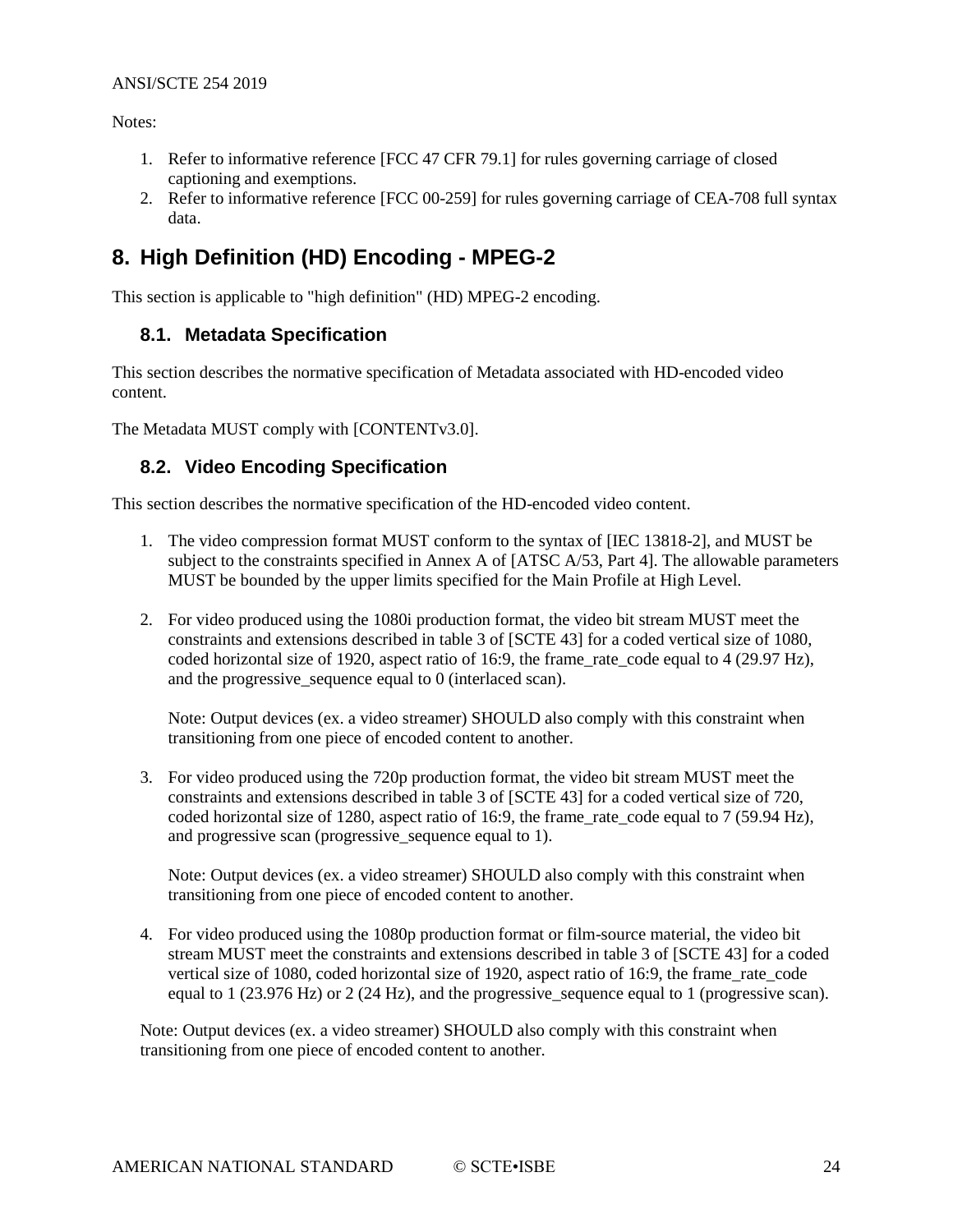Notes:

1. Refer to informative reference [FCC 47 CFR 79.1] for rules governing carriage of closed captioning and exemptions.
2. Refer to informative reference [FCC 00-259] for rules governing carriage of CEA-708 full syntax data.

# 8. High Definition (HD) Encoding - MPEG-2

This section is applicable to "high definition" (HD) MPEG-2 encoding.

## 8.1. Metadata Specification

This section describes the normative specification of Metadata associated with HD-encoded video content.

The Metadata MUST comply with [CONTENTv3.0].

## 8.2. Video Encoding Specification

This section describes the normative specification of the HD-encoded video content.

1. The video compression format MUST conform to the syntax of [IEC 13818-2], and MUST be subject to the constraints specified in Annex A of [ATSC A/53, Part 4]. The allowable parameters MUST be bounded by the upper limits specified for the Main Profile at High Level.

2. For video produced using the 1080i production format, the video bit stream MUST meet the constraints and extensions described in table 3 of [SCTE 43] for a coded vertical size of 1080, coded horizontal size of 1920, aspect ratio of 16:9, the frame_rate_code equal to 4 (29.97 Hz), and the progressive_sequence equal to 0 (interlaced scan).

   Note: Output devices (ex. a video streamer) SHOULD also comply with this constraint when transitioning from one piece of encoded content to another.

3. For video produced using the 720p production format, the video bit stream MUST meet the constraints and extensions described in table 3 of [SCTE 43] for a coded vertical size of 720, coded horizontal size of 1280, aspect ratio of 16:9, the frame_rate_code equal to 7 (59.94 Hz), and progressive scan (progressive_sequence equal to 1).

   Note: Output devices (ex. a video streamer) SHOULD also comply with this constraint when transitioning from one piece of encoded content to another.

4. For video produced using the 1080p production format or film-source material, the video bit stream MUST meet the constraints and extensions described in table 3 of [SCTE 43] for a coded vertical size of 1080, coded horizontal size of 1920, aspect ratio of 16:9, the frame_rate_code equal to 1 (23.976 Hz) or 2 (24 Hz), and the progressive_sequence equal to 1 (progressive scan).

Note: Output devices (ex. a video streamer) SHOULD also comply with this constraint when transitioning from one piece of encoded content to another.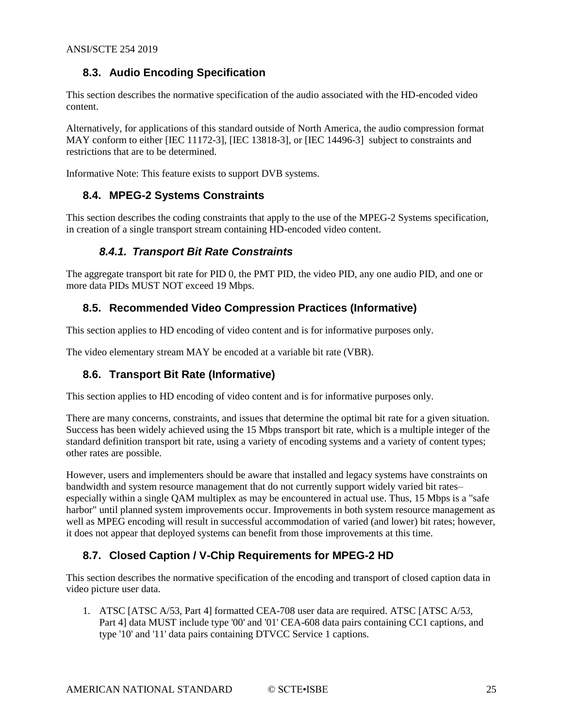## 8.3. Audio Encoding Specification

This section describes the normative specification of the audio associated with the HD-encoded video content.

Alternatively, for applications of this standard outside of North America, the audio compression format MAY conform to either [IEC 11172-3], [IEC 13818-3], or [IEC 14496-3] subject to constraints and restrictions that are to be determined.

Informative Note: This feature exists to support DVB systems.

## 8.4. MPEG-2 Systems Constraints

This section describes the coding constraints that apply to the use of the MPEG-2 Systems specification, in creation of a single transport stream containing HD-encoded video content.

### *8.4.1. Transport Bit Rate Constraints*

The aggregate transport bit rate for PID 0, the PMT PID, the video PID, any one audio PID, and one or more data PIDs MUST NOT exceed 19 Mbps.

## 8.5. Recommended Video Compression Practices (Informative)

This section applies to HD encoding of video content and is for informative purposes only.

The video elementary stream MAY be encoded at a variable bit rate (VBR).

## 8.6. Transport Bit Rate (Informative)

This section applies to HD encoding of video content and is for informative purposes only.

There are many concerns, constraints, and issues that determine the optimal bit rate for a given situation. Success has been widely achieved using the 15 Mbps transport bit rate, which is a multiple integer of the standard definition transport bit rate, using a variety of encoding systems and a variety of content types; other rates are possible.

However, users and implementers should be aware that installed and legacy systems have constraints on bandwidth and system resource management that do not currently support widely varied bit rates– especially within a single QAM multiplex as may be encountered in actual use. Thus, 15 Mbps is a "safe harbor" until planned system improvements occur. Improvements in both system resource management as well as MPEG encoding will result in successful accommodation of varied (and lower) bit rates; however, it does not appear that deployed systems can benefit from those improvements at this time.

## 8.7. Closed Caption / V-Chip Requirements for MPEG-2 HD

This section describes the normative specification of the encoding and transport of closed caption data in video picture user data.

1. ATSC [ATSC A/53, Part 4] formatted CEA-708 user data are required. ATSC [ATSC A/53, Part 4] data MUST include type '00' and '01' CEA-608 data pairs containing CC1 captions, and type '10' and '11' data pairs containing DTVCC Service 1 captions.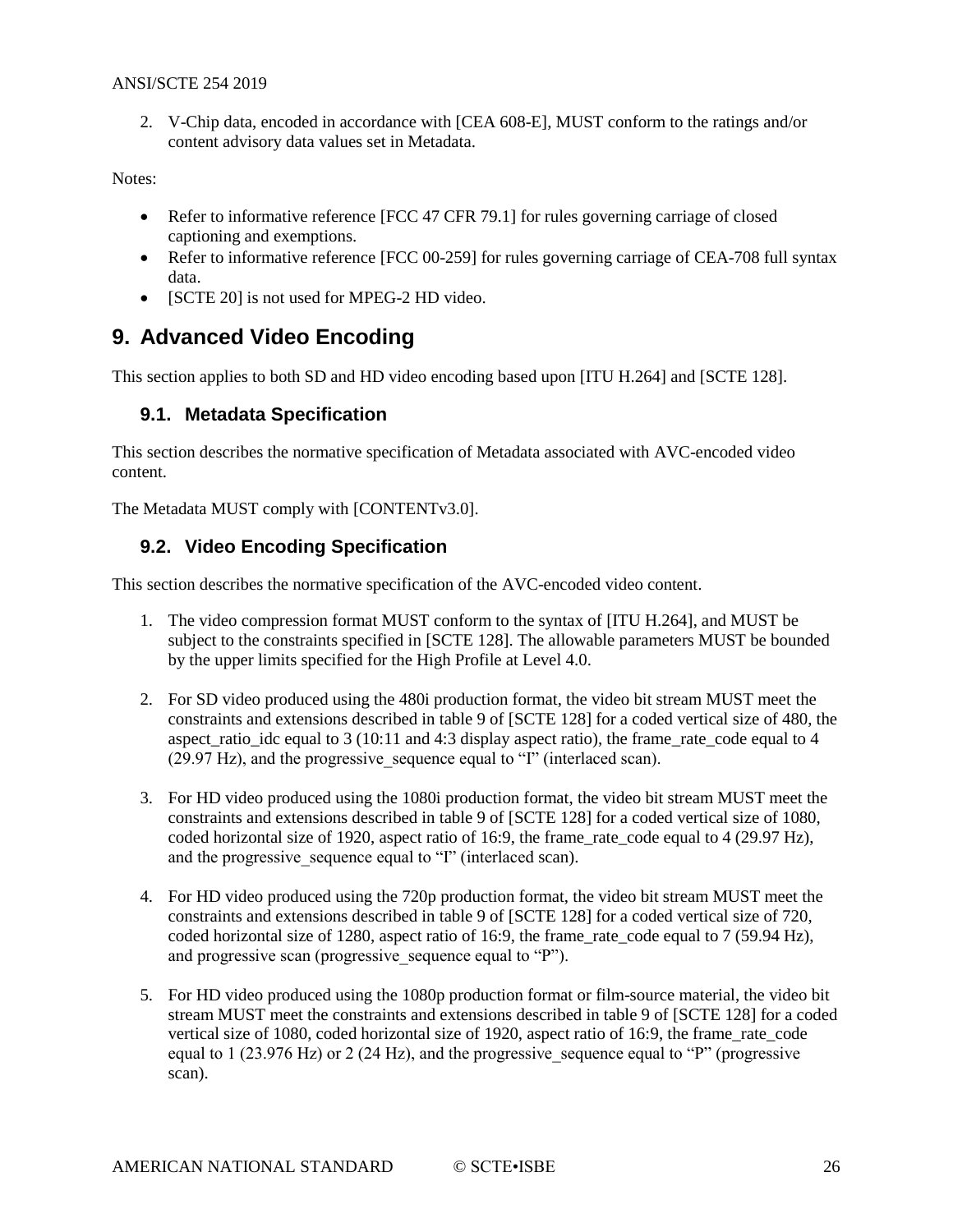2. V-Chip data, encoded in accordance with [CEA 608-E], MUST conform to the ratings and/or content advisory data values set in Metadata.

Notes:

- Refer to informative reference [FCC 47 CFR 79.1] for rules governing carriage of closed captioning and exemptions.
- Refer to informative reference [FCC 00-259] for rules governing carriage of CEA-708 full syntax data.
- [SCTE 20] is not used for MPEG-2 HD video.

# 9. Advanced Video Encoding

This section applies to both SD and HD video encoding based upon [ITU H.264] and [SCTE 128].

## 9.1. Metadata Specification

This section describes the normative specification of Metadata associated with AVC-encoded video content.

The Metadata MUST comply with [CONTENTv3.0].

## 9.2. Video Encoding Specification

This section describes the normative specification of the AVC-encoded video content.

1. The video compression format MUST conform to the syntax of [ITU H.264], and MUST be subject to the constraints specified in [SCTE 128]. The allowable parameters MUST be bounded by the upper limits specified for the High Profile at Level 4.0.

2. For SD video produced using the 480i production format, the video bit stream MUST meet the constraints and extensions described in table 9 of [SCTE 128] for a coded vertical size of 480, the aspect_ratio_idc equal to 3 (10:11 and 4:3 display aspect ratio), the frame_rate_code equal to 4 (29.97 Hz), and the progressive_sequence equal to "I" (interlaced scan).

3. For HD video produced using the 1080i production format, the video bit stream MUST meet the constraints and extensions described in table 9 of [SCTE 128] for a coded vertical size of 1080, coded horizontal size of 1920, aspect ratio of 16:9, the frame_rate_code equal to 4 (29.97 Hz), and the progressive_sequence equal to "I" (interlaced scan).

4. For HD video produced using the 720p production format, the video bit stream MUST meet the constraints and extensions described in table 9 of [SCTE 128] for a coded vertical size of 720, coded horizontal size of 1280, aspect ratio of 16:9, the frame_rate_code equal to 7 (59.94 Hz), and progressive scan (progressive_sequence equal to "P").

5. For HD video produced using the 1080p production format or film-source material, the video bit stream MUST meet the constraints and extensions described in table 9 of [SCTE 128] for a coded vertical size of 1080, coded horizontal size of 1920, aspect ratio of 16:9, the frame_rate_code equal to 1 (23.976 Hz) or 2 (24 Hz), and the progressive_sequence equal to "P" (progressive scan).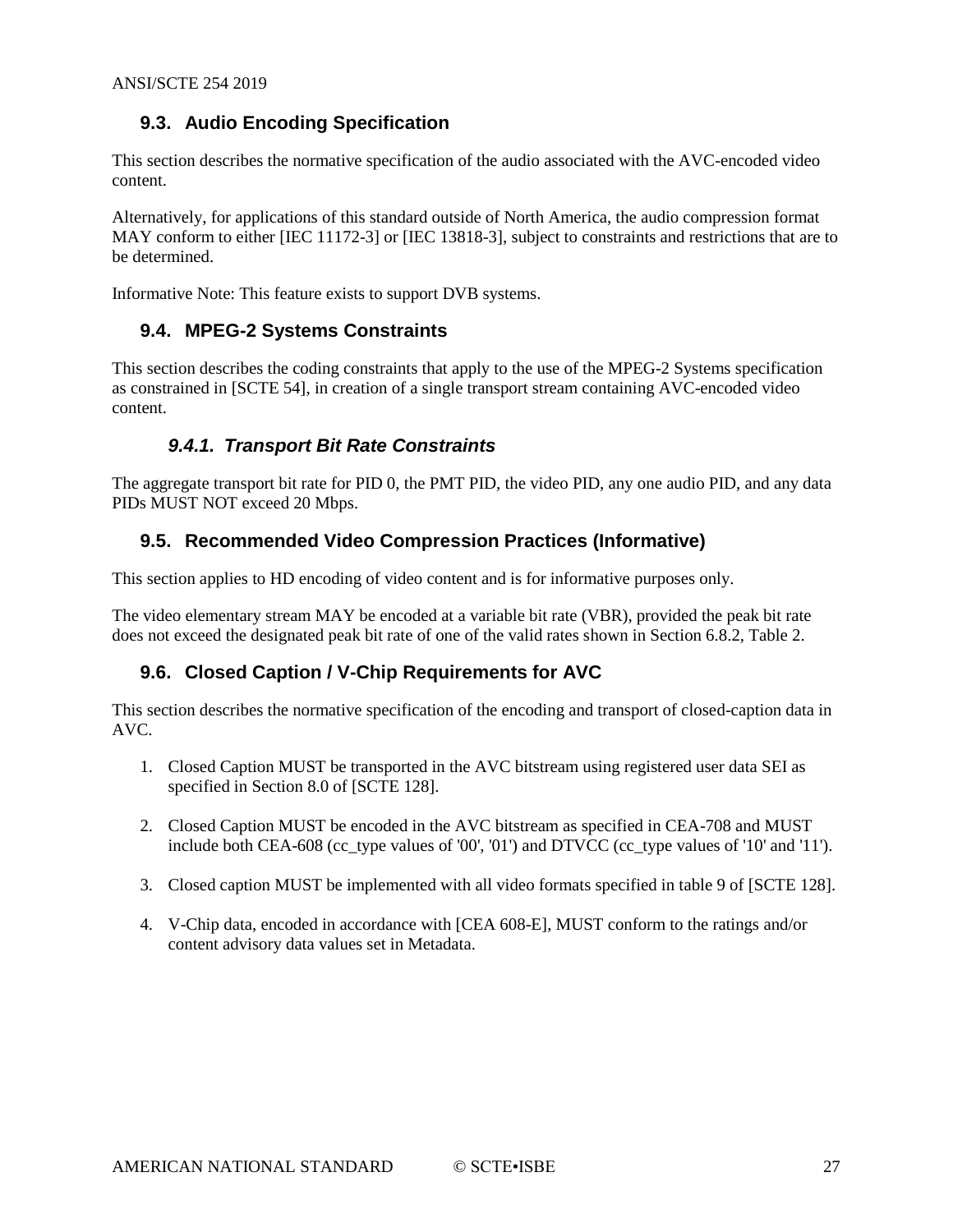## 9.3. Audio Encoding Specification

This section describes the normative specification of the audio associated with the AVC-encoded video content.

Alternatively, for applications of this standard outside of North America, the audio compression format MAY conform to either [IEC 11172-3] or [IEC 13818-3], subject to constraints and restrictions that are to be determined.

Informative Note: This feature exists to support DVB systems.

## 9.4. MPEG-2 Systems Constraints

This section describes the coding constraints that apply to the use of the MPEG-2 Systems specification as constrained in [SCTE 54], in creation of a single transport stream containing AVC-encoded video content.

### *9.4.1. Transport Bit Rate Constraints*

The aggregate transport bit rate for PID 0, the PMT PID, the video PID, any one audio PID, and any data PIDs MUST NOT exceed 20 Mbps.

## 9.5. Recommended Video Compression Practices (Informative)

This section applies to HD encoding of video content and is for informative purposes only.

The video elementary stream MAY be encoded at a variable bit rate (VBR), provided the peak bit rate does not exceed the designated peak bit rate of one of the valid rates shown in Section 6.8.2, Table 2.

## 9.6. Closed Caption / V-Chip Requirements for AVC

This section describes the normative specification of the encoding and transport of closed-caption data in AVC.

1. Closed Caption MUST be transported in the AVC bitstream using registered user data SEI as specified in Section 8.0 of [SCTE 128].

2. Closed Caption MUST be encoded in the AVC bitstream as specified in CEA-708 and MUST include both CEA-608 (cc_type values of '00', '01') and DTVCC (cc_type values of '10' and '11').

3. Closed caption MUST be implemented with all video formats specified in table 9 of [SCTE 128].

4. V-Chip data, encoded in accordance with [CEA 608-E], MUST conform to the ratings and/or content advisory data values set in Metadata.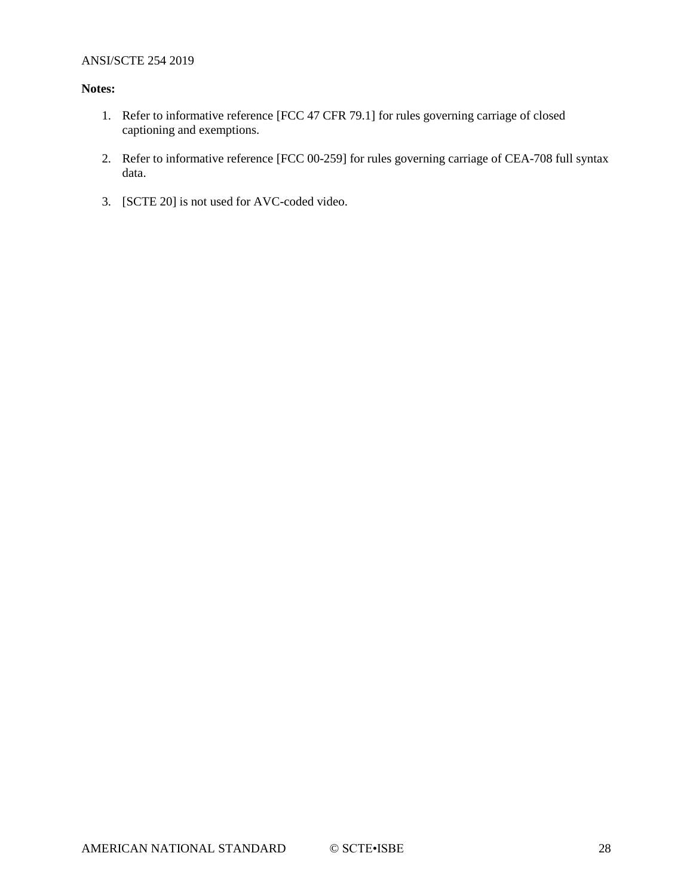**Notes:**

1. Refer to informative reference [FCC 47 CFR 79.1] for rules governing carriage of closed captioning and exemptions.

2. Refer to informative reference [FCC 00-259] for rules governing carriage of CEA-708 full syntax data.

3. [SCTE 20] is not used for AVC-coded video.